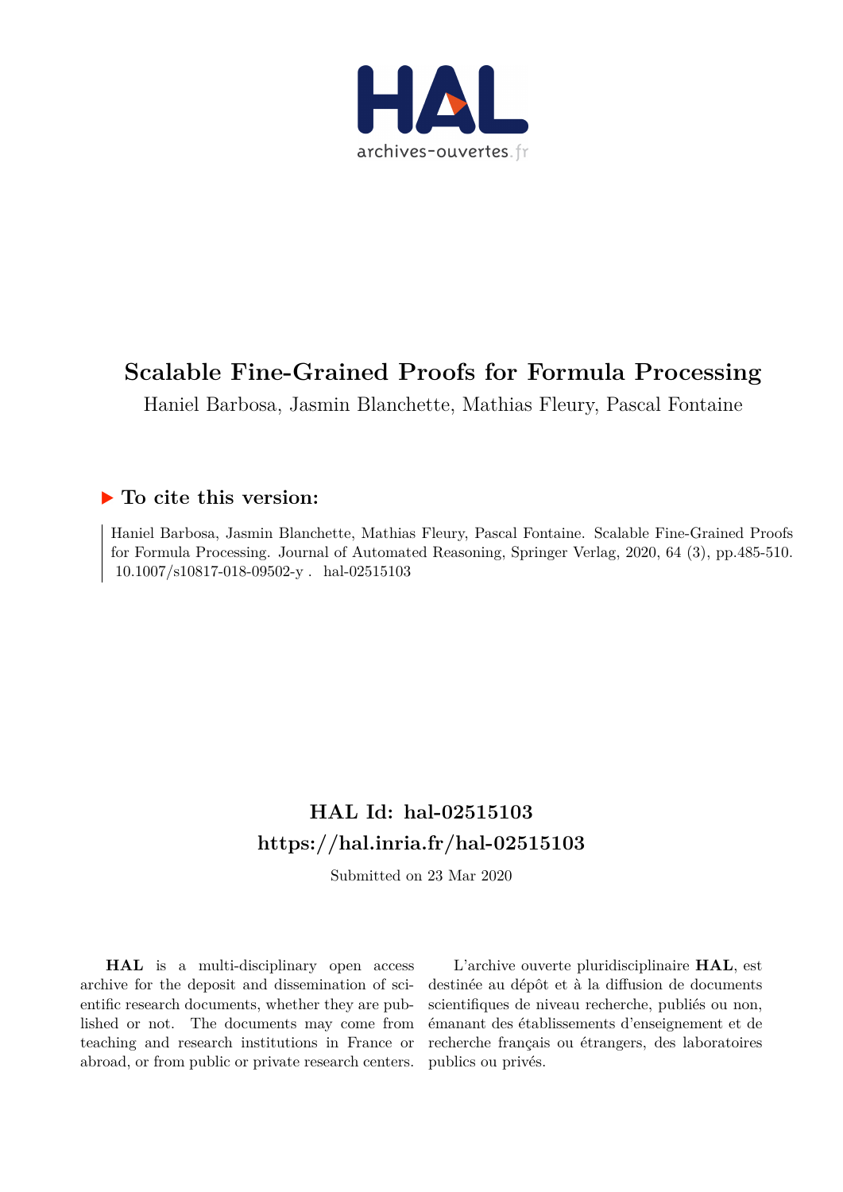HAL
archives-ouvertes.fr

# Scalable Fine-Grained Proofs for Formula Processing

Haniel Barbosa, Jasmin Blanchette, Mathias Fleury, Pascal Fontaine

## ▶ To cite this version:

Haniel Barbosa, Jasmin Blanchette, Mathias Fleury, Pascal Fontaine. Scalable Fine-Grained Proofs for Formula Processing. Journal of Automated Reasoning, Springer Verlag, 2020, 64 (3), pp.485-510. 10.1007/s10817-018-09502-y . hal-02515103

## HAL Id: hal-02515103
## https://hal.inria.fr/hal-02515103

Submitted on 23 Mar 2020

**HAL** is a multi-disciplinary open access archive for the deposit and dissemination of scientific research documents, whether they are published or not. The documents may come from teaching and research institutions in France or abroad, or from public or private research centers.

L'archive ouverte pluridisciplinaire **HAL**, est destinée au dépôt et à la diffusion de documents scientifiques de niveau recherche, publiés ou non, émanant des établissements d'enseignement et de recherche français ou étrangers, des laboratoires publics ou privés.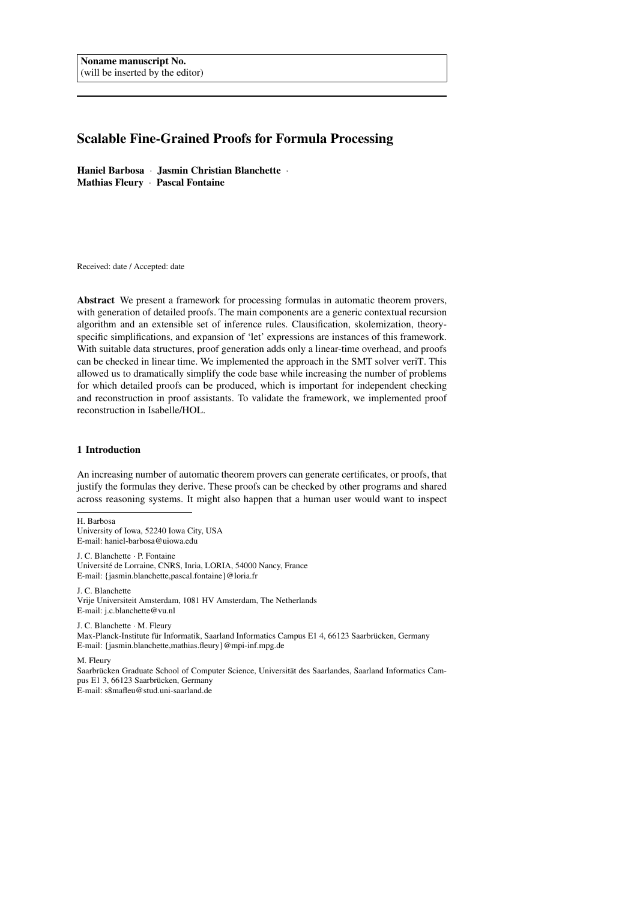Noname manuscript No.
(will be inserted by the editor)

# Scalable Fine-Grained Proofs for Formula Processing

**Haniel Barbosa** · **Jasmin Christian Blanchette** · **Mathias Fleury** · **Pascal Fontaine**

Received: date / Accepted: date

**Abstract** We present a framework for processing formulas in automatic theorem provers, with generation of detailed proofs. The main components are a generic contextual recursion algorithm and an extensible set of inference rules. Clausification, skolemization, theory-specific simplifications, and expansion of 'let' expressions are instances of this framework. With suitable data structures, proof generation adds only a linear-time overhead, and proofs can be checked in linear time. We implemented the approach in the SMT solver veriT. This allowed us to dramatically simplify the code base while increasing the number of problems for which detailed proofs can be produced, which is important for independent checking and reconstruction in proof assistants. To validate the framework, we implemented proof reconstruction in Isabelle/HOL.

## 1 Introduction

An increasing number of automatic theorem provers can generate certificates, or proofs, that justify the formulas they derive. These proofs can be checked by other programs and shared across reasoning systems. It might also happen that a human user would want to inspect

---

H. Barbosa
University of Iowa, 52240 Iowa City, USA
E-mail: haniel-barbosa@uiowa.edu

J. C. Blanchette · P. Fontaine
Université de Lorraine, CNRS, Inria, LORIA, 54000 Nancy, France
E-mail: {jasmin.blanchette,pascal.fontaine}@loria.fr

J. C. Blanchette
Vrije Universiteit Amsterdam, 1081 HV Amsterdam, The Netherlands
E-mail: j.c.blanchette@vu.nl

J. C. Blanchette · M. Fleury
Max-Planck-Institute für Informatik, Saarland Informatics Campus E1 4, 66123 Saarbrücken, Germany
E-mail: {jasmin.blanchette,mathias.fleury}@mpi-inf.mpg.de

M. Fleury
Saarbrücken Graduate School of Computer Science, Universität des Saarlandes, Saarland Informatics Campus E1 3, 66123 Saarbrücken, Germany
E-mail: s8mafleu@stud.uni-saarland.de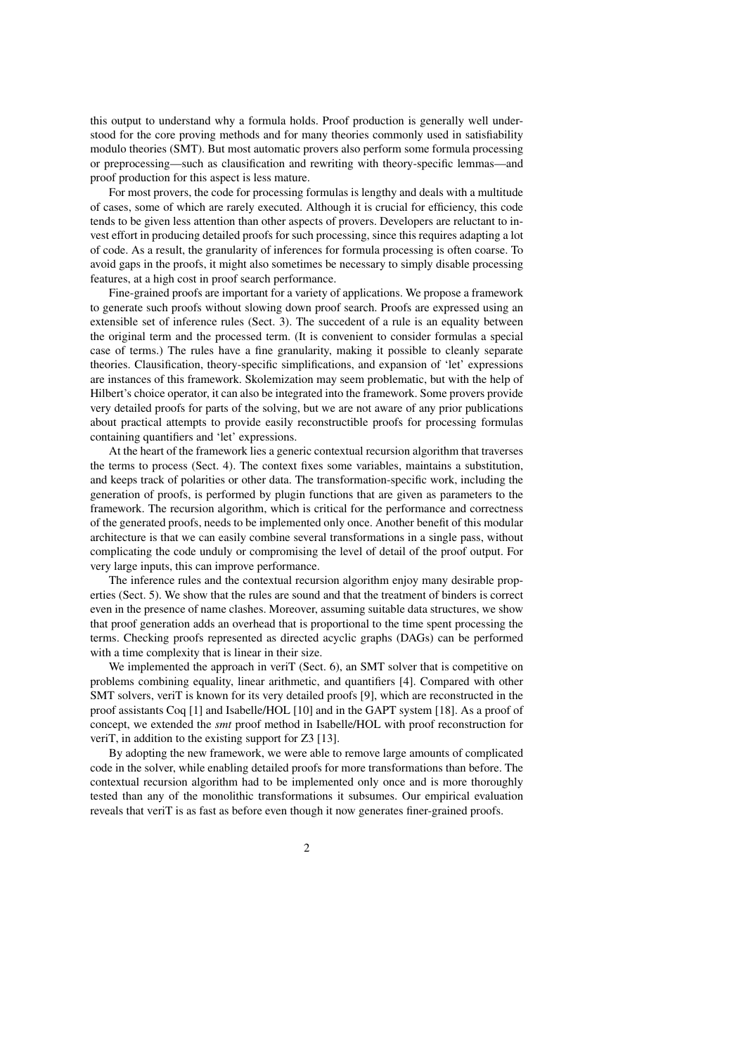this output to understand why a formula holds. Proof production is generally well understood for the core proving methods and for many theories commonly used in satisfiability modulo theories (SMT). But most automatic provers also perform some formula processing or preprocessing—such as clausification and rewriting with theory-specific lemmas—and proof production for this aspect is less mature.

For most provers, the code for processing formulas is lengthy and deals with a multitude of cases, some of which are rarely executed. Although it is crucial for efficiency, this code tends to be given less attention than other aspects of provers. Developers are reluctant to invest effort in producing detailed proofs for such processing, since this requires adapting a lot of code. As a result, the granularity of inferences for formula processing is often coarse. To avoid gaps in the proofs, it might also sometimes be necessary to simply disable processing features, at a high cost in proof search performance.

Fine-grained proofs are important for a variety of applications. We propose a framework to generate such proofs without slowing down proof search. Proofs are expressed using an extensible set of inference rules (Sect. 3). The succedent of a rule is an equality between the original term and the processed term. (It is convenient to consider formulas a special case of terms.) The rules have a fine granularity, making it possible to cleanly separate theories. Clausification, theory-specific simplifications, and expansion of 'let' expressions are instances of this framework. Skolemization may seem problematic, but with the help of Hilbert's choice operator, it can also be integrated into the framework. Some provers provide very detailed proofs for parts of the solving, but we are not aware of any prior publications about practical attempts to provide easily reconstructible proofs for processing formulas containing quantifiers and 'let' expressions.

At the heart of the framework lies a generic contextual recursion algorithm that traverses the terms to process (Sect. 4). The context fixes some variables, maintains a substitution, and keeps track of polarities or other data. The transformation-specific work, including the generation of proofs, is performed by plugin functions that are given as parameters to the framework. The recursion algorithm, which is critical for the performance and correctness of the generated proofs, needs to be implemented only once. Another benefit of this modular architecture is that we can easily combine several transformations in a single pass, without complicating the code unduly or compromising the level of detail of the proof output. For very large inputs, this can improve performance.

The inference rules and the contextual recursion algorithm enjoy many desirable properties (Sect. 5). We show that the rules are sound and that the treatment of binders is correct even in the presence of name clashes. Moreover, assuming suitable data structures, we show that proof generation adds an overhead that is proportional to the time spent processing the terms. Checking proofs represented as directed acyclic graphs (DAGs) can be performed with a time complexity that is linear in their size.

We implemented the approach in veriT (Sect. 6), an SMT solver that is competitive on problems combining equality, linear arithmetic, and quantifiers [4]. Compared with other SMT solvers, veriT is known for its very detailed proofs [9], which are reconstructed in the proof assistants Coq [1] and Isabelle/HOL [10] and in the GAPT system [18]. As a proof of concept, we extended the *smt* proof method in Isabelle/HOL with proof reconstruction for veriT, in addition to the existing support for Z3 [13].

By adopting the new framework, we were able to remove large amounts of complicated code in the solver, while enabling detailed proofs for more transformations than before. The contextual recursion algorithm had to be implemented only once and is more thoroughly tested than any of the monolithic transformations it subsumes. Our empirical evaluation reveals that veriT is as fast as before even though it now generates finer-grained proofs.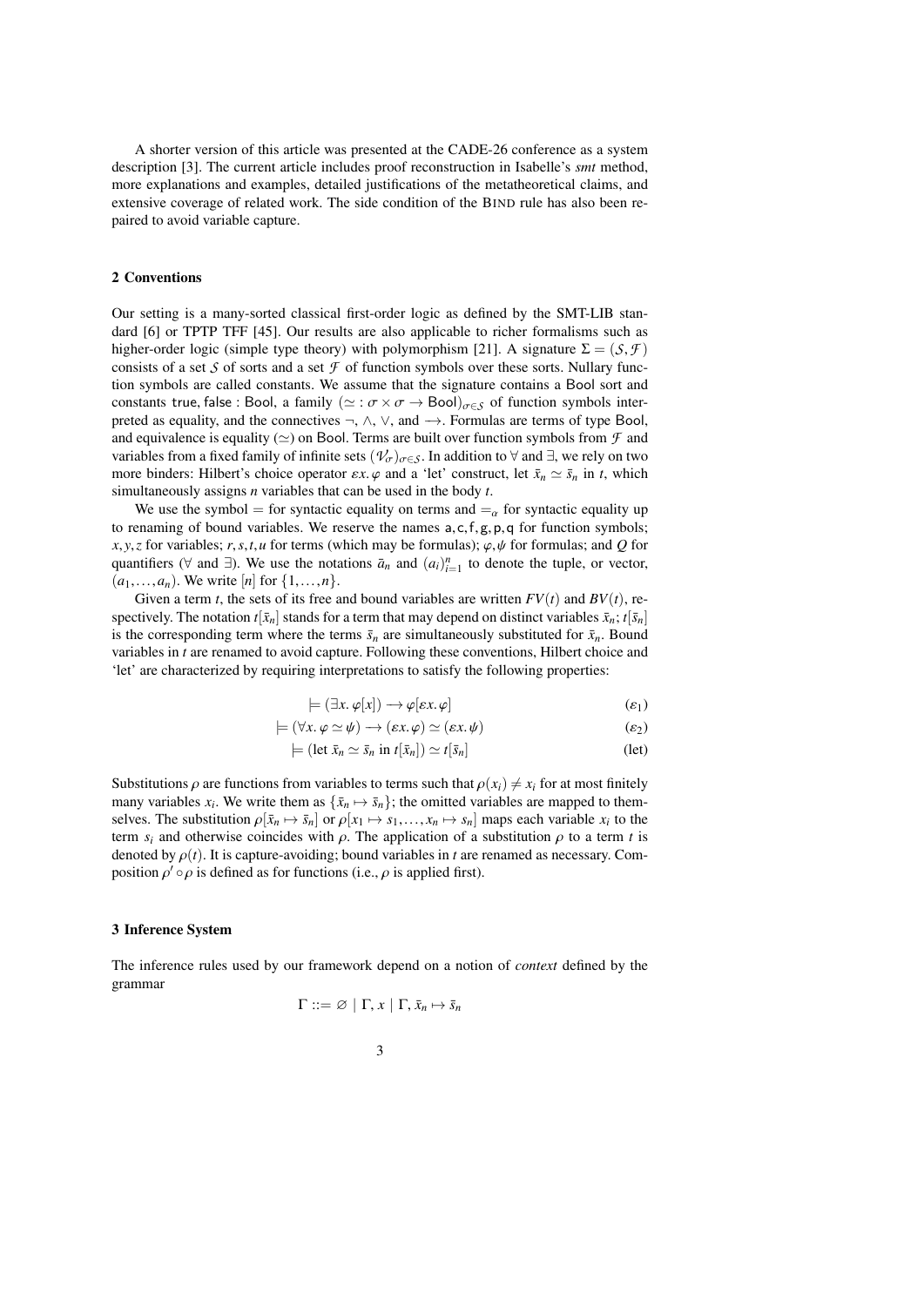A shorter version of this article was presented at the CADE-26 conference as a system description [3]. The current article includes proof reconstruction in Isabelle's *smt* method, more explanations and examples, detailed justifications of the metatheoretical claims, and extensive coverage of related work. The side condition of the BIND rule has also been repaired to avoid variable capture.

## 2 Conventions

Our setting is a many-sorted classical first-order logic as defined by the SMT-LIB standard [6] or TPTP TFF [45]. Our results are also applicable to richer formalisms such as higher-order logic (simple type theory) with polymorphism [21]. A signature $\Sigma = (\mathcal{S}, \mathcal{F})$ consists of a set $\mathcal{S}$ of sorts and a set $\mathcal{F}$ of function symbols over these sorts. Nullary function symbols are called constants. We assume that the signature contains a $\mathsf{Bool}$ sort and constants $\mathsf{true}, \mathsf{false} : \mathsf{Bool}$, a family $(\simeq : \sigma \times \sigma \to \mathsf{Bool})_{\sigma \in \mathcal{S}}$ of function symbols interpreted as equality, and the connectives $\neg$, $\wedge$, $\vee$, and $\longrightarrow$. Formulas are terms of type $\mathsf{Bool}$, and equivalence is equality ($\simeq$) on $\mathsf{Bool}$. Terms are built over function symbols from $\mathcal{F}$ and variables from a fixed family of infinite sets $(\mathcal{V}_\sigma)_{\sigma \in \mathcal{S}}$. In addition to $\forall$ and $\exists$, we rely on two more binders: Hilbert's choice operator $\varepsilon x.\, \varphi$ and a 'let' construct, $\text{let } \bar{x}_n \simeq \bar{s}_n \text{ in } t$, which simultaneously assigns $n$ variables that can be used in the body $t$.

We use the symbol $=$ for syntactic equality on terms and $=_\alpha$ for syntactic equality up to renaming of bound variables. We reserve the names $\mathsf{a}, \mathsf{c}, \mathsf{f}, \mathsf{g}, \mathsf{p}, \mathsf{q}$ for function symbols; $x, y, z$ for variables; $r, s, t, u$ for terms (which may be formulas); $\varphi, \psi$ for formulas; and $Q$ for quantifiers ($\forall$ and $\exists$). We use the notations $\bar{a}_n$ and $(a_i)_{i=1}^n$ to denote the tuple, or vector, $(a_1, \ldots, a_n)$. We write $[n]$ for $\{1, \ldots, n\}$.

Given a term $t$, the sets of its free and bound variables are written $FV(t)$ and $BV(t)$, respectively. The notation $t[\bar{x}_n]$ stands for a term that may depend on distinct variables $\bar{x}_n$; $t[\bar{s}_n]$ is the corresponding term where the terms $\bar{s}_n$ are simultaneously substituted for $\bar{x}_n$. Bound variables in $t$ are renamed to avoid capture. Following these conventions, Hilbert choice and 'let' are characterized by requiring interpretations to satisfy the following properties:

$$\models (\exists x.\, \varphi[x]) \longrightarrow \varphi[\varepsilon x.\, \varphi] \tag{$\varepsilon_1$}$$

$$\models (\forall x.\, \varphi \simeq \psi) \longrightarrow (\varepsilon x.\, \varphi) \simeq (\varepsilon x.\, \psi) \tag{$\varepsilon_2$}$$

$$\models (\text{let } \bar{x}_n \simeq \bar{s}_n \text{ in } t[\bar{x}_n]) \simeq t[\bar{s}_n] \tag{let}$$

Substitutions $\rho$ are functions from variables to terms such that $\rho(x_i) \neq x_i$ for at most finitely many variables $x_i$. We write them as $\{\bar{x}_n \mapsto \bar{s}_n\}$; the omitted variables are mapped to themselves. The substitution $\rho[\bar{x}_n \mapsto \bar{s}_n]$ or $\rho[x_1 \mapsto s_1, \ldots, x_n \mapsto s_n]$ maps each variable $x_i$ to the term $s_i$ and otherwise coincides with $\rho$. The application of a substitution $\rho$ to a term $t$ is denoted by $\rho(t)$. It is capture-avoiding; bound variables in $t$ are renamed as necessary. Composition $\rho' \circ \rho$ is defined as for functions (i.e., $\rho$ is applied first).

## 3 Inference System

The inference rules used by our framework depend on a notion of *context* defined by the grammar

$$\Gamma ::= \varnothing \mid \Gamma, x \mid \Gamma, \bar{x}_n \mapsto \bar{s}_n$$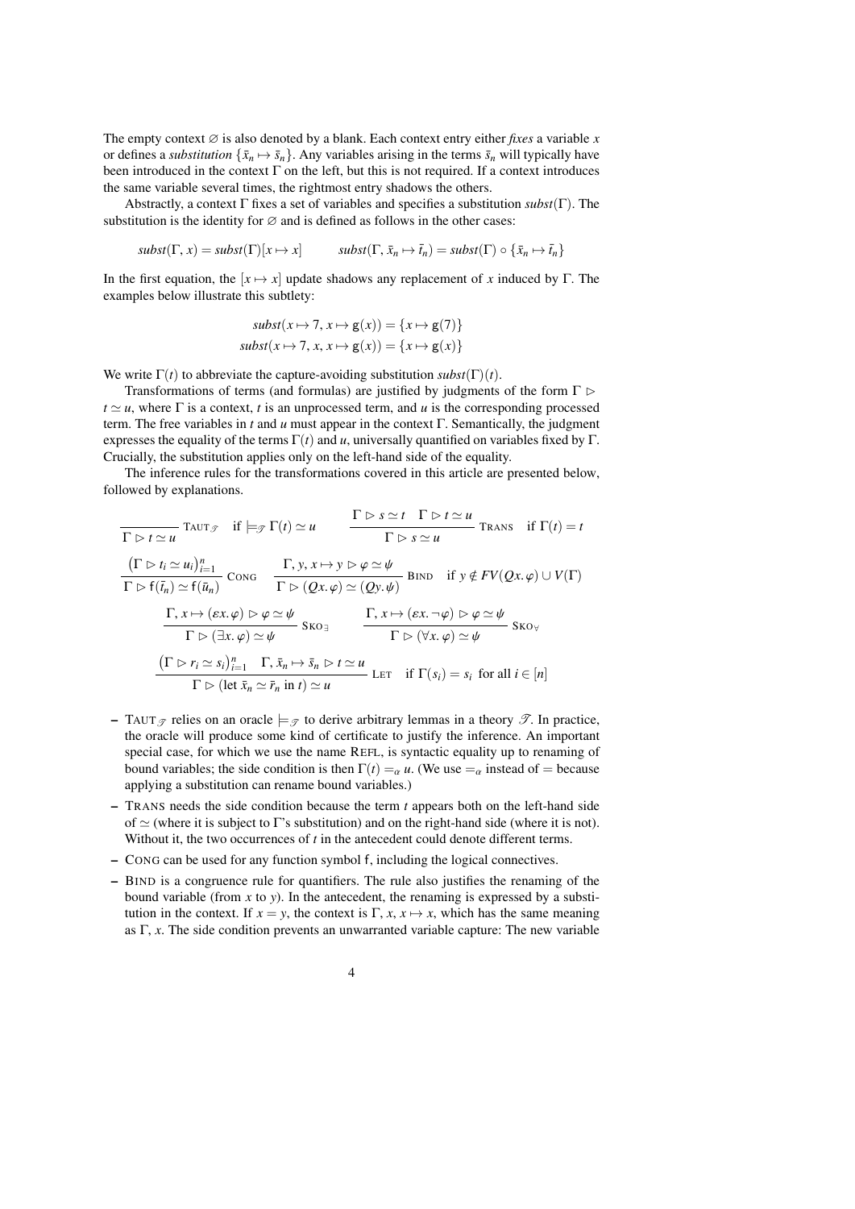The empty context $\varnothing$ is also denoted by a blank. Each context entry either *fixes* a variable $x$ or defines a *substitution* $\{\bar{x}_n \mapsto \bar{s}_n\}$. Any variables arising in the terms $\bar{s}_n$ will typically have been introduced in the context $\Gamma$ on the left, but this is not required. If a context introduces the same variable several times, the rightmost entry shadows the others.

Abstractly, a context $\Gamma$ fixes a set of variables and specifies a substitution $\mathit{subst}(\Gamma)$. The substitution is the identity for $\varnothing$ and is defined as follows in the other cases:

$$\mathit{subst}(\Gamma, x) = \mathit{subst}(\Gamma)[x \mapsto x] \qquad \mathit{subst}(\Gamma, \bar{x}_n \mapsto \bar{t}_n) = \mathit{subst}(\Gamma) \circ \{\bar{x}_n \mapsto \bar{t}_n\}$$

In the first equation, the $[x \mapsto x]$ update shadows any replacement of $x$ induced by $\Gamma$. The examples below illustrate this subtlety:

$$\mathit{subst}(x \mapsto 7,\, x \mapsto \mathsf{g}(x)) = \{x \mapsto \mathsf{g}(7)\}$$
$$\mathit{subst}(x \mapsto 7,\, x,\, x \mapsto \mathsf{g}(x)) = \{x \mapsto \mathsf{g}(x)\}$$

We write $\Gamma(t)$ to abbreviate the capture-avoiding substitution $\mathit{subst}(\Gamma)(t)$.

Transformations of terms (and formulas) are justified by judgments of the form $\Gamma \rhd t \simeq u$, where $\Gamma$ is a context, $t$ is an unprocessed term, and $u$ is the corresponding processed term. The free variables in $t$ and $u$ must appear in the context $\Gamma$. Semantically, the judgment expresses the equality of the terms $\Gamma(t)$ and $u$, universally quantified on variables fixed by $\Gamma$. Crucially, the substitution applies only on the left-hand side of the equality.

The inference rules for the transformations covered in this article are presented below, followed by explanations.

$$\frac{}{\Gamma \rhd t \simeq u}\ \textsc{Taut}_{\mathscr{T}} \quad \text{if } \models_{\mathscr{T}} \Gamma(t) \simeq u \qquad\qquad \frac{\Gamma \rhd s \simeq t \quad \Gamma \rhd t \simeq u}{\Gamma \rhd s \simeq u}\ \textsc{Trans} \quad \text{if } \Gamma(t) = t$$

$$\frac{\left(\Gamma \rhd t_i \simeq u_i\right)_{i=1}^{n}}{\Gamma \rhd \mathsf{f}(\bar{t}_n) \simeq \mathsf{f}(\bar{u}_n)}\ \textsc{Cong} \qquad \frac{\Gamma, y, x \mapsto y \rhd \varphi \simeq \psi}{\Gamma \rhd (Qx.\, \varphi) \simeq (Qy.\, \psi)}\ \textsc{Bind} \quad \text{if } y \notin FV(Qx.\, \varphi) \cup V(\Gamma)$$

$$\frac{\Gamma, x \mapsto (\varepsilon x.\, \varphi) \rhd \varphi \simeq \psi}{\Gamma \rhd (\exists x.\, \varphi) \simeq \psi}\ \textsc{Sko}_{\exists} \qquad \frac{\Gamma, x \mapsto (\varepsilon x.\, \neg\varphi) \rhd \varphi \simeq \psi}{\Gamma \rhd (\forall x.\, \varphi) \simeq \psi}\ \textsc{Sko}_{\forall}$$

$$\frac{\left(\Gamma \rhd r_i \simeq s_i\right)_{i=1}^{n} \quad \Gamma, \bar{x}_n \mapsto \bar{s}_n \rhd t \simeq u}{\Gamma \rhd (\text{let } \bar{x}_n \simeq \bar{r}_n \text{ in } t) \simeq u}\ \textsc{Let} \quad \text{if } \Gamma(s_i) = s_i \text{ for all } i \in [n]$$

- $\textsc{Taut}_{\mathscr{T}}$ relies on an oracle $\models_{\mathscr{T}}$ to derive arbitrary lemmas in a theory $\mathscr{T}$. In practice, the oracle will produce some kind of certificate to justify the inference. An important special case, for which we use the name Refl, is syntactic equality up to renaming of bound variables; the side condition is then $\Gamma(t) =_\alpha u$. (We use $=_\alpha$ instead of $=$ because applying a substitution can rename bound variables.)
- Trans needs the side condition because the term $t$ appears both on the left-hand side of $\simeq$ (where it is subject to $\Gamma$'s substitution) and on the right-hand side (where it is not). Without it, the two occurrences of $t$ in the antecedent could denote different terms.
- Cong can be used for any function symbol $\mathsf{f}$, including the logical connectives.
- Bind is a congruence rule for quantifiers. The rule also justifies the renaming of the bound variable (from $x$ to $y$). In the antecedent, the renaming is expressed by a substitution in the context. If $x = y$, the context is $\Gamma, x, x \mapsto x$, which has the same meaning as $\Gamma, x$. The side condition prevents an unwarranted variable capture: The new variable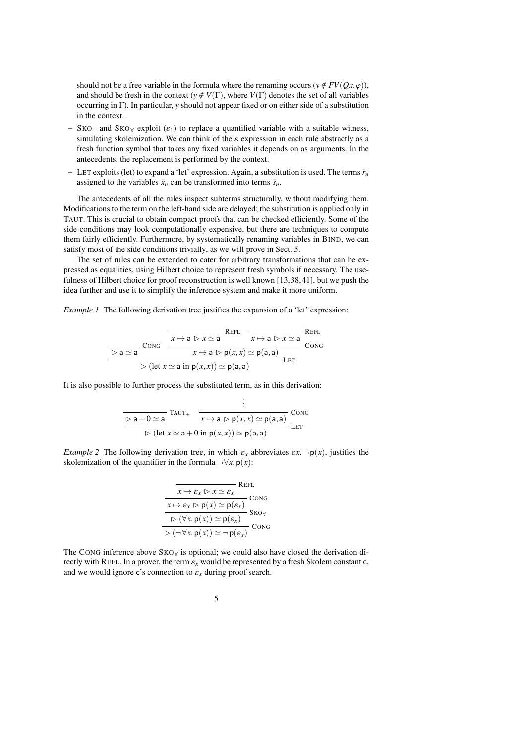should not be a free variable in the formula where the renaming occurs ($y \notin FV(Qx.\varphi)$), and should be fresh in the context ($y \notin V(\Gamma)$, where $V(\Gamma)$ denotes the set of all variables occurring in $\Gamma$). In particular, $y$ should not appear fixed or on either side of a substitution in the context.

- SKO$_\exists$ and SKO$_\forall$ exploit ($\varepsilon_1$) to replace a quantified variable with a suitable witness, simulating skolemization. We can think of the $\varepsilon$ expression in each rule abstractly as a fresh function symbol that takes any fixed variables it depends on as arguments. In the antecedents, the replacement is performed by the context.
- LET exploits (let) to expand a 'let' expression. Again, a substitution is used. The terms $\bar{r}_n$ assigned to the variables $\bar{x}_n$ can be transformed into terms $\bar{s}_n$.

The antecedents of all the rules inspect subterms structurally, without modifying them. Modifications to the term on the left-hand side are delayed; the substitution is applied only in TAUT. This is crucial to obtain compact proofs that can be checked efficiently. Some of the side conditions may look computationally expensive, but there are techniques to compute them fairly efficiently. Furthermore, by systematically renaming variables in BIND, we can satisfy most of the side conditions trivially, as we will prove in Sect. 5.

The set of rules can be extended to cater for arbitrary transformations that can be expressed as equalities, using Hilbert choice to represent fresh symbols if necessary. The usefulness of Hilbert choice for proof reconstruction is well known [13,38,41], but we push the idea further and use it to simplify the inference system and make it more uniform.

*Example 1* The following derivation tree justifies the expansion of a 'let' expression:

$$
\dfrac{\dfrac{}{\rhd\ \mathsf{a} \simeq \mathsf{a}}\ \textsc{Cong} \qquad \dfrac{\dfrac{}{x \mapsto \mathsf{a}\ \rhd\ x \simeq \mathsf{a}}\ \textsc{Refl} \qquad \dfrac{}{x \mapsto \mathsf{a}\ \rhd\ x \simeq \mathsf{a}}\ \textsc{Refl}}{x \mapsto \mathsf{a}\ \rhd\ \mathsf{p}(x,x) \simeq \mathsf{p}(\mathsf{a},\mathsf{a})}\ \textsc{Cong}}{\rhd\ (\text{let } x \simeq \mathsf{a} \text{ in } \mathsf{p}(x,x)) \simeq \mathsf{p}(\mathsf{a},\mathsf{a})}\ \textsc{Let}
$$

It is also possible to further process the substituted term, as in this derivation:

$$
\dfrac{\dfrac{}{\rhd\ \mathsf{a}+0 \simeq \mathsf{a}}\ \textsc{Taut}_+ \qquad \dfrac{\vdots}{x \mapsto \mathsf{a}\ \rhd\ \mathsf{p}(x,x) \simeq \mathsf{p}(\mathsf{a},\mathsf{a})}\ \textsc{Cong}}{\rhd\ (\text{let } x \simeq \mathsf{a}+0 \text{ in } \mathsf{p}(x,x)) \simeq \mathsf{p}(\mathsf{a},\mathsf{a})}\ \textsc{Let}
$$

*Example 2* The following derivation tree, in which $\varepsilon_x$ abbreviates $\varepsilon x.\, \neg\, \mathsf{p}(x)$, justifies the skolemization of the quantifier in the formula $\neg \forall x.\, \mathsf{p}(x)$:

$$
\dfrac{\dfrac{\dfrac{\dfrac{}{x \mapsto \varepsilon_x\ \rhd\ x \simeq \varepsilon_x}\ \textsc{Refl}}{x \mapsto \varepsilon_x\ \rhd\ \mathsf{p}(x) \simeq \mathsf{p}(\varepsilon_x)}\ \textsc{Cong}}{\rhd\ (\forall x.\, \mathsf{p}(x)) \simeq \mathsf{p}(\varepsilon_x)}\ \textsc{Sko}_\forall}{\rhd\ (\neg \forall x.\, \mathsf{p}(x)) \simeq \neg\, \mathsf{p}(\varepsilon_x)}\ \textsc{Cong}
$$

The CONG inference above SKO$_\forall$ is optional; we could also have closed the derivation directly with REFL. In a prover, the term $\varepsilon_x$ would be represented by a fresh Skolem constant c, and we would ignore c's connection to $\varepsilon_x$ during proof search.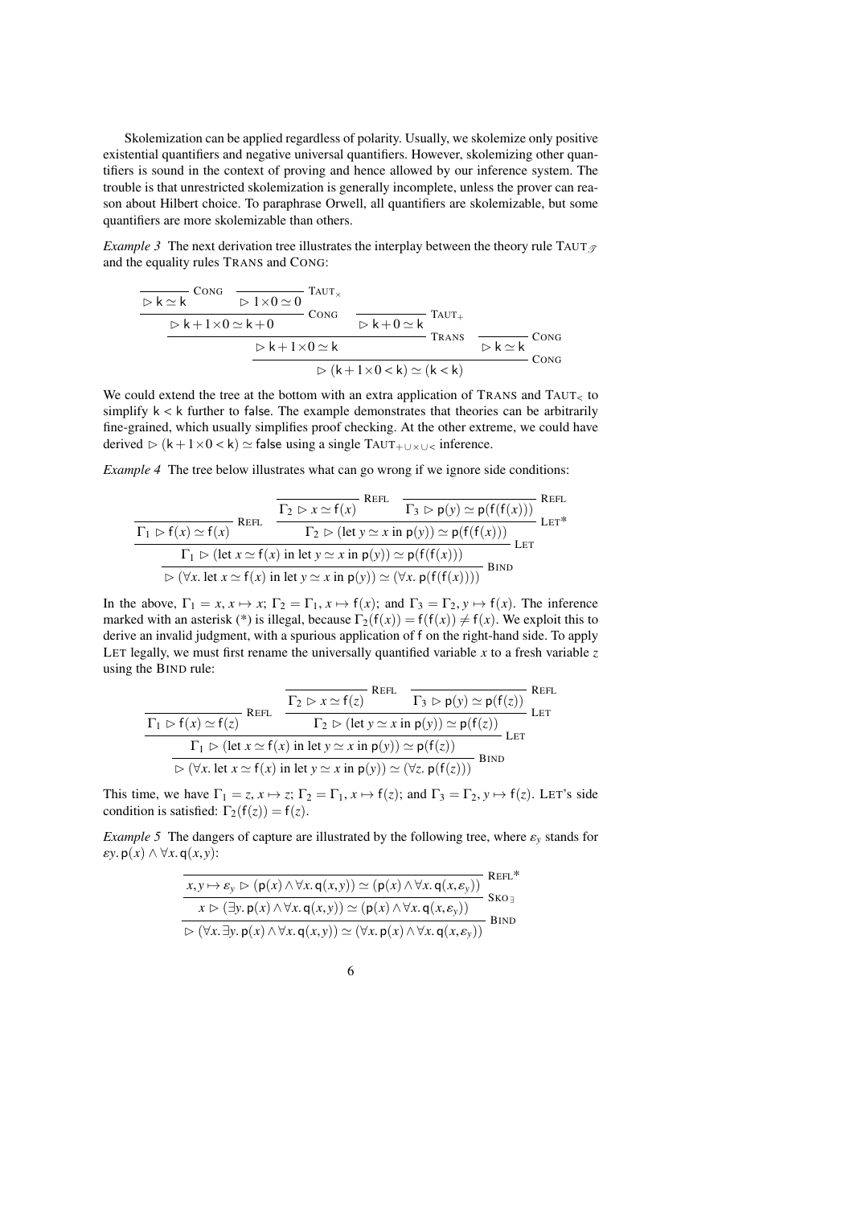Skolemization can be applied regardless of polarity. Usually, we skolemize only positive existential quantifiers and negative universal quantifiers. However, skolemizing other quantifiers is sound in the context of proving and hence allowed by our inference system. The trouble is that unrestricted skolemization is generally incomplete, unless the prover can reason about Hilbert choice. To paraphrase Orwell, all quantifiers are skolemizable, but some quantifiers are more skolemizable than others.

*Example 3* The next derivation tree illustrates the interplay between the theory rule $\text{TAUT}_{\mathcal{T}}$ and the equality rules TRANS and CONG:

$$\dfrac{\dfrac{\dfrac{\dfrac{}{\rhd\ \mathsf{k} \simeq \mathsf{k}}\ \text{CONG} \qquad \dfrac{}{\rhd\ 1 \times 0 \simeq 0}\ \text{TAUT}_{\times}}{\rhd\ \mathsf{k} + 1 \times 0 \simeq \mathsf{k} + 0}\ \text{CONG} \qquad \dfrac{}{\rhd\ \mathsf{k} + 0 \simeq \mathsf{k}}\ \text{TAUT}_{+}}{\rhd\ \mathsf{k} + 1 \times 0 \simeq \mathsf{k}}\ \text{TRANS} \qquad \dfrac{}{\rhd\ \mathsf{k} \simeq \mathsf{k}}\ \text{CONG}}{\rhd\ (\mathsf{k} + 1 \times 0 < \mathsf{k}) \simeq (\mathsf{k} < \mathsf{k})}\ \text{CONG}$$

We could extend the tree at the bottom with an extra application of TRANS and $\text{TAUT}_{<}$ to simplify $\mathsf{k} < \mathsf{k}$ further to false. The example demonstrates that theories can be arbitrarily fine-grained, which usually simplifies proof checking. At the other extreme, we could have derived $\rhd\ (\mathsf{k} + 1 \times 0 < \mathsf{k}) \simeq \mathsf{false}$ using a single $\text{TAUT}_{+ \cup \times \cup <}$ inference.

*Example 4* The tree below illustrates what can go wrong if we ignore side conditions:

$$\dfrac{\dfrac{\dfrac{}{\Gamma_1\ \rhd\ \mathsf{f}(x) \simeq \mathsf{f}(x)}\ \text{REFL} \qquad \dfrac{\dfrac{}{\Gamma_2\ \rhd\ x \simeq \mathsf{f}(x)}\ \text{REFL} \qquad \dfrac{}{\Gamma_3\ \rhd\ \mathsf{p}(y) \simeq \mathsf{p}(\mathsf{f}(\mathsf{f}(x)))}\ \text{REFL}}{\Gamma_2\ \rhd\ (\text{let } y \simeq x \text{ in } \mathsf{p}(y)) \simeq \mathsf{p}(\mathsf{f}(\mathsf{f}(x)))}\ \text{LET}^*}{\Gamma_1\ \rhd\ (\text{let } x \simeq \mathsf{f}(x) \text{ in let } y \simeq x \text{ in } \mathsf{p}(y)) \simeq \mathsf{p}(\mathsf{f}(\mathsf{f}(x)))}\ \text{LET}}{\rhd\ (\forall x.\ \text{let } x \simeq \mathsf{f}(x) \text{ in let } y \simeq x \text{ in } \mathsf{p}(y)) \simeq (\forall x.\ \mathsf{p}(\mathsf{f}(\mathsf{f}(x))))}\ \text{BIND}$$

In the above, $\Gamma_1 = x, x \mapsto x$; $\Gamma_2 = \Gamma_1, x \mapsto \mathsf{f}(x)$; and $\Gamma_3 = \Gamma_2, y \mapsto \mathsf{f}(x)$. The inference marked with an asterisk (*) is illegal, because $\Gamma_2(\mathsf{f}(x)) = \mathsf{f}(\mathsf{f}(x)) \neq \mathsf{f}(x)$. We exploit this to derive an invalid judgment, with a spurious application of f on the right-hand side. To apply LET legally, we must first rename the universally quantified variable $x$ to a fresh variable $z$ using the BIND rule:

$$\dfrac{\dfrac{\dfrac{}{\Gamma_1\ \rhd\ \mathsf{f}(x) \simeq \mathsf{f}(z)}\ \text{REFL} \qquad \dfrac{\dfrac{}{\Gamma_2\ \rhd\ x \simeq \mathsf{f}(z)}\ \text{REFL} \qquad \dfrac{}{\Gamma_3\ \rhd\ \mathsf{p}(y) \simeq \mathsf{p}(\mathsf{f}(z))}\ \text{REFL}}{\Gamma_2\ \rhd\ (\text{let } y \simeq x \text{ in } \mathsf{p}(y)) \simeq \mathsf{p}(\mathsf{f}(z))}\ \text{LET}}{\Gamma_1\ \rhd\ (\text{let } x \simeq \mathsf{f}(x) \text{ in let } y \simeq x \text{ in } \mathsf{p}(y)) \simeq \mathsf{p}(\mathsf{f}(z))}\ \text{LET}}{\rhd\ (\forall x.\ \text{let } x \simeq \mathsf{f}(x) \text{ in let } y \simeq x \text{ in } \mathsf{p}(y)) \simeq (\forall z.\ \mathsf{p}(\mathsf{f}(z)))}\ \text{BIND}$$

This time, we have $\Gamma_1 = z, x \mapsto z$; $\Gamma_2 = \Gamma_1, x \mapsto \mathsf{f}(z)$; and $\Gamma_3 = \Gamma_2, y \mapsto \mathsf{f}(z)$. LET's side condition is satisfied: $\Gamma_2(\mathsf{f}(z)) = \mathsf{f}(z)$.

*Example 5* The dangers of capture are illustrated by the following tree, where $\varepsilon_y$ stands for $\varepsilon y.\ \mathsf{p}(x) \wedge \forall x.\ \mathsf{q}(x, y)$:

$$\dfrac{\dfrac{\dfrac{}{x, y \mapsto \varepsilon_y\ \rhd\ (\mathsf{p}(x) \wedge \forall x.\ \mathsf{q}(x, y)) \simeq (\mathsf{p}(x) \wedge \forall x.\ \mathsf{q}(x, \varepsilon_y))}\ \text{REFL}^*}{x\ \rhd\ (\exists y.\ \mathsf{p}(x) \wedge \forall x.\ \mathsf{q}(x, y)) \simeq (\mathsf{p}(x) \wedge \forall x.\ \mathsf{q}(x, \varepsilon_y))}\ \text{SKO}_{\exists}}{\rhd\ (\forall x.\ \exists y.\ \mathsf{p}(x) \wedge \forall x.\ \mathsf{q}(x, y)) \simeq (\forall x.\ \mathsf{p}(x) \wedge \forall x.\ \mathsf{q}(x, \varepsilon_y))}\ \text{BIND}$$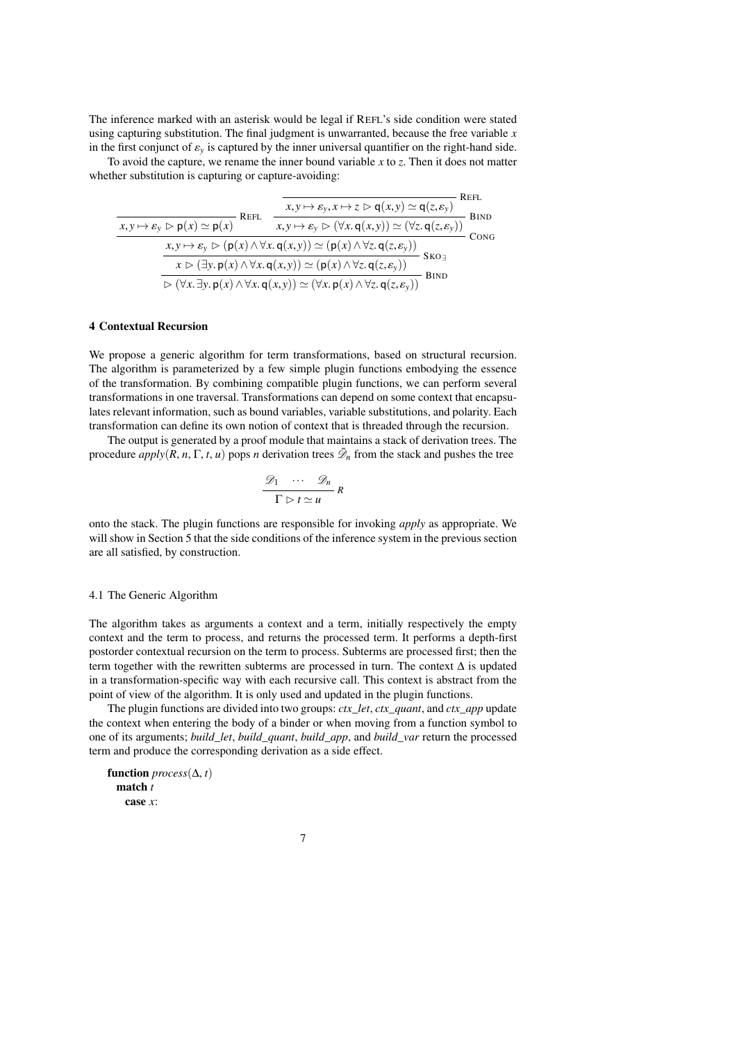The inference marked with an asterisk would be legal if REFL's side condition were stated using capturing substitution. The final judgment is unwarranted, because the free variable $x$ in the first conjunct of $\varepsilon_y$ is captured by the inner universal quantifier on the right-hand side.

To avoid the capture, we rename the inner bound variable $x$ to $z$. Then it does not matter whether substitution is capturing or capture-avoiding:

$$
\dfrac{
\dfrac{}{x, y \mapsto \varepsilon_y \rhd \mathsf{p}(x) \simeq \mathsf{p}(x)}\;\textsc{Refl}
\qquad
\dfrac{\dfrac{}{x, y \mapsto \varepsilon_y, x \mapsto z \rhd \mathsf{q}(x,y) \simeq \mathsf{q}(z,\varepsilon_y)}\;\textsc{Refl}}{x, y \mapsto \varepsilon_y \rhd (\forall x.\, \mathsf{q}(x,y)) \simeq (\forall z.\, \mathsf{q}(z,\varepsilon_y))}\;\textsc{Bind}
}{
\dfrac{
\dfrac{x, y \mapsto \varepsilon_y \rhd (\mathsf{p}(x) \wedge \forall x.\, \mathsf{q}(x,y)) \simeq (\mathsf{p}(x) \wedge \forall z.\, \mathsf{q}(z,\varepsilon_y))}{x \rhd (\exists y.\, \mathsf{p}(x) \wedge \forall x.\, \mathsf{q}(x,y)) \simeq (\mathsf{p}(x) \wedge \forall z.\, \mathsf{q}(z,\varepsilon_y))}\;\textsc{Sko}_\exists
}{
\rhd (\forall x.\, \exists y.\, \mathsf{p}(x) \wedge \forall x.\, \mathsf{q}(x,y)) \simeq (\forall x.\, \mathsf{p}(x) \wedge \forall z.\, \mathsf{q}(z,\varepsilon_y))
}\;\textsc{Bind}
}\;\textsc{Cong}
$$

## 4 Contextual Recursion

We propose a generic algorithm for term transformations, based on structural recursion. The algorithm is parameterized by a few simple plugin functions embodying the essence of the transformation. By combining compatible plugin functions, we can perform several transformations in one traversal. Transformations can depend on some context that encapsulates relevant information, such as bound variables, variable substitutions, and polarity. Each transformation can define its own notion of context that is threaded through the recursion.

The output is generated by a proof module that maintains a stack of derivation trees. The procedure *apply*$(R, n, \Gamma, t, u)$ pops $n$ derivation trees $\bar{\mathscr{D}}_n$ from the stack and pushes the tree

$$
\dfrac{\mathscr{D}_1 \quad \cdots \quad \mathscr{D}_n}{\Gamma \rhd t \simeq u}\; R
$$

onto the stack. The plugin functions are responsible for invoking *apply* as appropriate. We will show in Section 5 that the side conditions of the inference system in the previous section are all satisfied, by construction.

### 4.1 The Generic Algorithm

The algorithm takes as arguments a context and a term, initially respectively the empty context and the term to process, and returns the processed term. It performs a depth-first postorder contextual recursion on the term to process. Subterms are processed first; then the term together with the rewritten subterms are processed in turn. The context $\Delta$ is updated in a transformation-specific way with each recursive call. This context is abstract from the point of view of the algorithm. It is only used and updated in the plugin functions.

The plugin functions are divided into two groups: *ctx_let*, *ctx_quant*, and *ctx_app* update the context when entering the body of a binder or when moving from a function symbol to one of its arguments; *build_let*, *build_quant*, *build_app*, and *build_var* return the processed term and produce the corresponding derivation as a side effect.

```
function process(Δ, t)
  match t
    case x:
```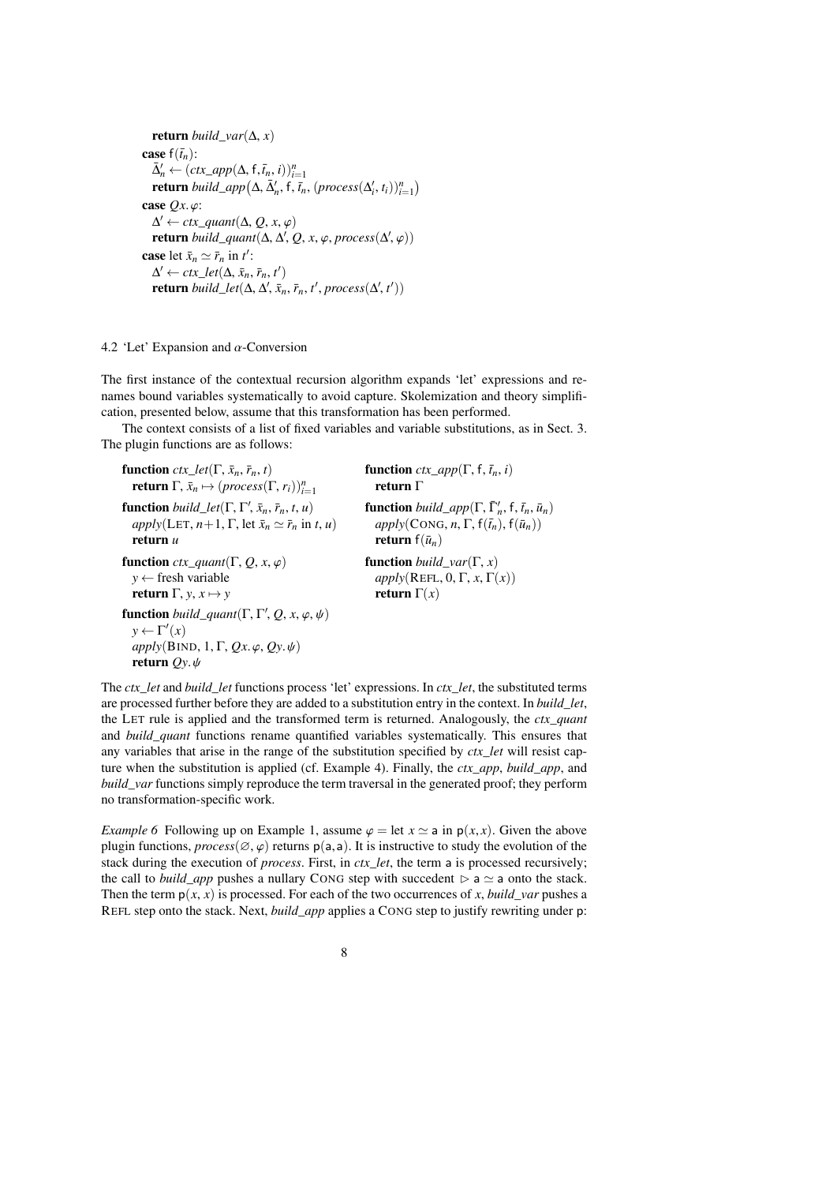```
    return build_var(Δ, x)
  case f(t̄_n):
    Δ̄'_n ← (ctx_app(Δ, f, t̄_n, i))_{i=1}^n
    return build_app(Δ, Δ̄'_n, f, t̄_n, (process(Δ'_i, t_i))_{i=1}^n)
  case Qx.φ:
    Δ' ← ctx_quant(Δ, Q, x, φ)
    return build_quant(Δ, Δ', Q, x, φ, process(Δ', φ))
  case let x̄_n ≃ r̄_n in t':
    Δ' ← ctx_let(Δ, x̄_n, r̄_n, t')
    return build_let(Δ, Δ', x̄_n, r̄_n, t', process(Δ', t'))
```

### 4.2 'Let' Expansion and $\alpha$-Conversion

The first instance of the contextual recursion algorithm expands 'let' expressions and renames bound variables systematically to avoid capture. Skolemization and theory simplification, presented below, assume that this transformation has been performed.

The context consists of a list of fixed variables and variable substitutions, as in Sect. 3. The plugin functions are as follows:

```
function ctx_let(Γ, x̄_n, r̄_n, t)
  return Γ, x̄_n ↦ (process(Γ, r_i))_{i=1}^n

function build_let(Γ, Γ', x̄_n, r̄_n, t, u)
  apply(LET, n+1, Γ, let x̄_n ≃ r̄_n in t, u)
  return u

function ctx_quant(Γ, Q, x, φ)
  y ← fresh variable
  return Γ, y, x ↦ y

function build_quant(Γ, Γ', Q, x, φ, ψ)
  y ← Γ'(x)
  apply(BIND, 1, Γ, Qx.φ, Qy.ψ)
  return Qy.ψ

function ctx_app(Γ, f, t̄_n, i)
  return Γ

function build_app(Γ, Γ̄'_n, f, t̄_n, ū_n)
  apply(CONG, n, Γ, f(t̄_n), f(ū_n))
  return f(ū_n)

function build_var(Γ, x)
  apply(REFL, 0, Γ, x, Γ(x))
  return Γ(x)
```

The *ctx_let* and *build_let* functions process 'let' expressions. In *ctx_let*, the substituted terms are processed further before they are added to a substitution entry in the context. In *build_let*, the LET rule is applied and the transformed term is returned. Analogously, the *ctx_quant* and *build_quant* functions rename quantified variables systematically. This ensures that any variables that arise in the range of the substitution specified by *ctx_let* will resist capture when the substitution is applied (cf. Example 4). Finally, the *ctx_app*, *build_app*, and *build_var* functions simply reproduce the term traversal in the generated proof; they perform no transformation-specific work.

*Example 6* Following up on Example 1, assume $\varphi = \text{let } x \simeq \mathsf{a} \text{ in } \mathsf{p}(x,x)$. Given the above plugin functions, $\mathit{process}(\varnothing, \varphi)$ returns $\mathsf{p}(\mathsf{a},\mathsf{a})$. It is instructive to study the evolution of the stack during the execution of *process*. First, in *ctx_let*, the term $\mathsf{a}$ is processed recursively; the call to *build_app* pushes a nullary CONG step with succedent $\rhd\, \mathsf{a} \simeq \mathsf{a}$ onto the stack. Then the term $\mathsf{p}(x, x)$ is processed. For each of the two occurrences of $x$, *build_var* pushes a REFL step onto the stack. Next, *build_app* applies a CONG step to justify rewriting under $\mathsf{p}$: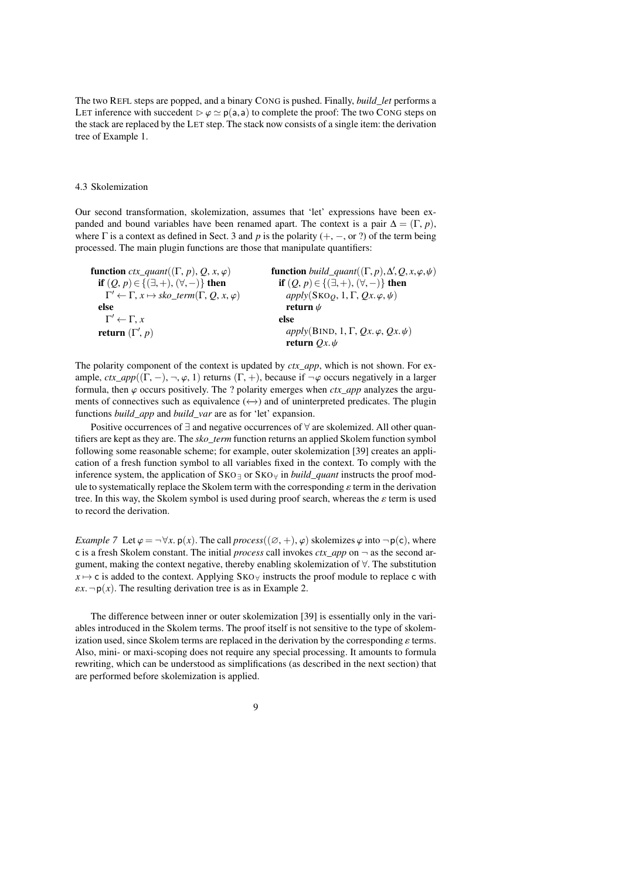The two REFL steps are popped, and a binary CONG is pushed. Finally, *build_let* performs a LET inference with succedent $\rhd \varphi \simeq \mathsf{p}(\mathsf{a},\mathsf{a})$ to complete the proof: The two CONG steps on the stack are replaced by the LET step. The stack now consists of a single item: the derivation tree of Example 1.

### 4.3 Skolemization

Our second transformation, skolemization, assumes that 'let' expressions have been expanded and bound variables have been renamed apart. The context is a pair $\Delta = (\Gamma, p)$, where $\Gamma$ is a context as defined in Sect. 3 and $p$ is the polarity ($+$, $-$, or ?) of the term being processed. The main plugin functions are those that manipulate quantifiers:

```
function ctx_quant((Γ, p), Q, x, φ)
  if (Q, p) ∈ {(∃,+), (∀,−)} then
    Γ′ ← Γ, x ↦ sko_term(Γ, Q, x, φ)
  else
    Γ′ ← Γ, x
  return (Γ′, p)
```

```
function build_quant((Γ, p), Δ′, Q, x, φ, ψ)
  if (Q, p) ∈ {(∃,+), (∀,−)} then
    apply(SKO_Q, 1, Γ, Qx. φ, ψ)
    return ψ
  else
    apply(BIND, 1, Γ, Qx. φ, Qx. ψ)
    return Qx. ψ
```

The polarity component of the context is updated by *ctx_app*, which is not shown. For example, $ctx\_app((\Gamma, -), \neg, \varphi, 1)$ returns $(\Gamma, +)$, because if $\neg\varphi$ occurs negatively in a larger formula, then $\varphi$ occurs positively. The ? polarity emerges when *ctx_app* analyzes the arguments of connectives such as equivalence ($\leftrightarrow$) and of uninterpreted predicates. The plugin functions *build_app* and *build_var* are as for 'let' expansion.

Positive occurrences of $\exists$ and negative occurrences of $\forall$ are skolemized. All other quantifiers are kept as they are. The *sko_term* function returns an applied Skolem function symbol following some reasonable scheme; for example, outer skolemization [39] creates an application of a fresh function symbol to all variables fixed in the context. To comply with the inference system, the application of $\text{SKO}_\exists$ or $\text{SKO}_\forall$ in *build_quant* instructs the proof module to systematically replace the Skolem term with the corresponding $\varepsilon$ term in the derivation tree. In this way, the Skolem symbol is used during proof search, whereas the $\varepsilon$ term is used to record the derivation.

*Example 7* Let $\varphi = \neg\forall x.\, \mathsf{p}(x)$. The call $process((\varnothing, +), \varphi)$ skolemizes $\varphi$ into $\neg\mathsf{p}(\mathsf{c})$, where $\mathsf{c}$ is a fresh Skolem constant. The initial *process* call invokes *ctx_app* on $\neg$ as the second argument, making the context negative, thereby enabling skolemization of $\forall$. The substitution $x \mapsto \mathsf{c}$ is added to the context. Applying $\text{SKO}_\forall$ instructs the proof module to replace $\mathsf{c}$ with $\varepsilon x.\, \neg\mathsf{p}(x)$. The resulting derivation tree is as in Example 2.

The difference between inner or outer skolemization [39] is essentially only in the variables introduced in the Skolem terms. The proof itself is not sensitive to the type of skolemization used, since Skolem terms are replaced in the derivation by the corresponding $\varepsilon$ terms. Also, mini- or maxi-scoping does not require any special processing. It amounts to formula rewriting, which can be understood as simplifications (as described in the next section) that are performed before skolemization is applied.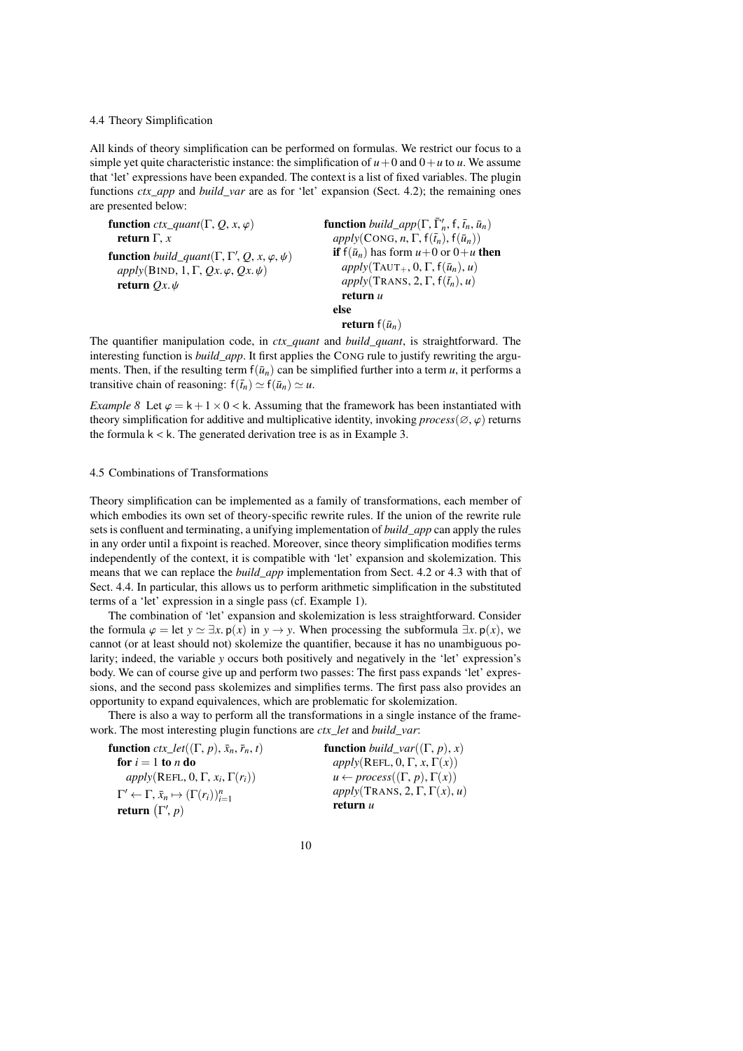### 4.4 Theory Simplification

All kinds of theory simplification can be performed on formulas. We restrict our focus to a simple yet quite characteristic instance: the simplification of $u+0$ and $0+u$ to $u$. We assume that 'let' expressions have been expanded. The context is a list of fixed variables. The plugin functions *ctx_app* and *build_var* are as for 'let' expansion (Sect. 4.2); the remaining ones are presented below:

```
function ctx_quant(Γ, Q, x, φ)
  return Γ, x

function build_quant(Γ, Γ′, Q, x, φ, ψ)
  apply(BIND, 1, Γ, Qx. φ, Qx. ψ)
  return Qx. ψ

function build_app(Γ, Γ̄′_n, f, t̄_n, ū_n)
  apply(CONG, n, Γ, f(t̄_n), f(ū_n))
  if f(ū_n) has form u+0 or 0+u then
    apply(TAUT+, 0, Γ, f(ū_n), u)
    apply(TRANS, 2, Γ, f(t̄_n), u)
    return u
  else
    return f(ū_n)
```

The quantifier manipulation code, in *ctx_quant* and *build_quant*, is straightforward. The interesting function is *build_app*. It first applies the CONG rule to justify rewriting the arguments. Then, if the resulting term $\mathsf{f}(\bar{u}_n)$ can be simplified further into a term $u$, it performs a transitive chain of reasoning: $\mathsf{f}(\bar{t}_n) \simeq \mathsf{f}(\bar{u}_n) \simeq u$.

*Example 8* Let $\varphi = \mathsf{k} + 1 \times 0 < \mathsf{k}$. Assuming that the framework has been instantiated with theory simplification for additive and multiplicative identity, invoking $\mathit{process}(\varnothing, \varphi)$ returns the formula $\mathsf{k} < \mathsf{k}$. The generated derivation tree is as in Example 3.

### 4.5 Combinations of Transformations

Theory simplification can be implemented as a family of transformations, each member of which embodies its own set of theory-specific rewrite rules. If the union of the rewrite rule sets is confluent and terminating, a unifying implementation of *build_app* can apply the rules in any order until a fixpoint is reached. Moreover, since theory simplification modifies terms independently of the context, it is compatible with 'let' expansion and skolemization. This means that we can replace the *build_app* implementation from Sect. 4.2 or 4.3 with that of Sect. 4.4. In particular, this allows us to perform arithmetic simplification in the substituted terms of a 'let' expression in a single pass (cf. Example 1).

The combination of 'let' expansion and skolemization is less straightforward. Consider the formula $\varphi = \text{let } y \simeq \exists x.\, \mathsf{p}(x) \text{ in } y \rightarrow y$. When processing the subformula $\exists x.\, \mathsf{p}(x)$, we cannot (or at least should not) skolemize the quantifier, because it has no unambiguous polarity; indeed, the variable $y$ occurs both positively and negatively in the 'let' expression's body. We can of course give up and perform two passes: The first pass expands 'let' expressions, and the second pass skolemizes and simplifies terms. The first pass also provides an opportunity to expand equivalences, which are problematic for skolemization.

There is also a way to perform all the transformations in a single instance of the framework. The most interesting plugin functions are *ctx_let* and *build_var*:

```
function ctx_let((Γ, p), x̄_n, r̄_n, t)
  for i = 1 to n do
    apply(REFL, 0, Γ, x_i, Γ(r_i))
  Γ′ ← Γ, x̄_n ↦ (Γ(r_i))_{i=1}^n
  return (Γ′, p)

function build_var((Γ, p), x)
  apply(REFL, 0, Γ, x, Γ(x))
  u ← process((Γ, p), Γ(x))
  apply(TRANS, 2, Γ, Γ(x), u)
  return u
```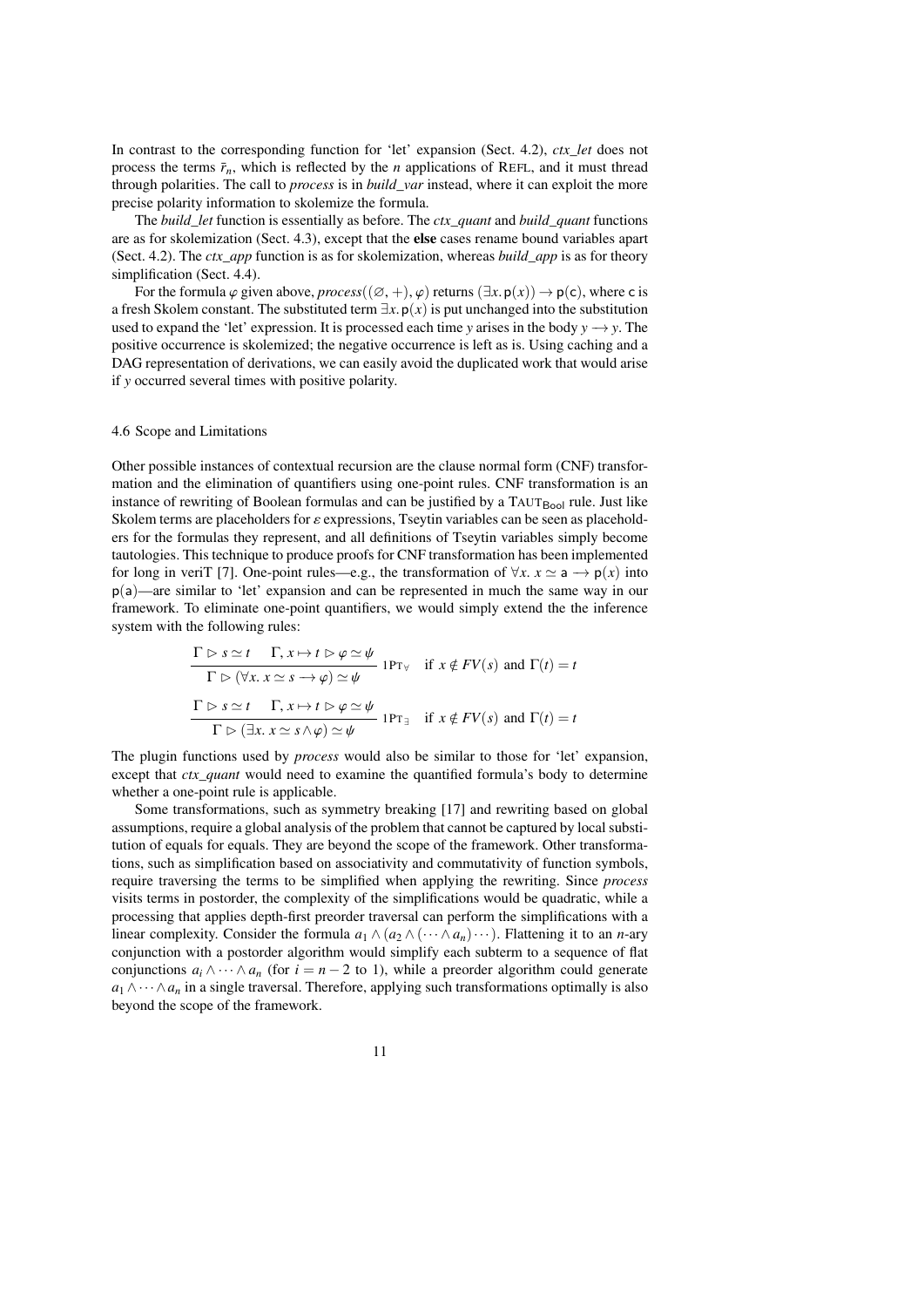In contrast to the corresponding function for 'let' expansion (Sect. 4.2), *ctx_let* does not process the terms $\bar{r}_n$, which is reflected by the $n$ applications of REFL, and it must thread through polarities. The call to *process* is in *build_var* instead, where it can exploit the more precise polarity information to skolemize the formula.

The *build_let* function is essentially as before. The *ctx_quant* and *build_quant* functions are as for skolemization (Sect. 4.3), except that the **else** cases rename bound variables apart (Sect. 4.2). The *ctx_app* function is as for skolemization, whereas *build_app* is as for theory simplification (Sect. 4.4).

For the formula $\varphi$ given above, $process((\varnothing,+),\varphi)$ returns $(\exists x.\,\mathsf{p}(x)) \rightarrow \mathsf{p}(\mathsf{c})$, where $\mathsf{c}$ is a fresh Skolem constant. The substituted term $\exists x.\,\mathsf{p}(x)$ is put unchanged into the substitution used to expand the 'let' expression. It is processed each time $y$ arises in the body $y \longrightarrow y$. The positive occurrence is skolemized; the negative occurrence is left as is. Using caching and a DAG representation of derivations, we can easily avoid the duplicated work that would arise if $y$ occurred several times with positive polarity.

### 4.6 Scope and Limitations

Other possible instances of contextual recursion are the clause normal form (CNF) transformation and the elimination of quantifiers using one-point rules. CNF transformation is an instance of rewriting of Boolean formulas and can be justified by a $\text{TAUT}_{\mathsf{Bool}}$ rule. Just like Skolem terms are placeholders for $\varepsilon$ expressions, Tseytin variables can be seen as placeholders for the formulas they represent, and all definitions of Tseytin variables simply become tautologies. This technique to produce proofs for CNF transformation has been implemented for long in veriT [7]. One-point rules—e.g., the transformation of $\forall x.\ x \simeq \mathsf{a} \longrightarrow \mathsf{p}(x)$ into $\mathsf{p}(\mathsf{a})$—are similar to 'let' expansion and can be represented in much the same way in our framework. To eliminate one-point quantifiers, we would simply extend the the inference system with the following rules:

$$\frac{\Gamma \rhd s \simeq t \qquad \Gamma, x \mapsto t \rhd \varphi \simeq \psi}{\Gamma \rhd (\forall x.\ x \simeq s \longrightarrow \varphi) \simeq \psi}\ \text{1PT}_\forall \quad \text{if } x \notin FV(s) \text{ and } \Gamma(t) = t$$

$$\frac{\Gamma \rhd s \simeq t \qquad \Gamma, x \mapsto t \rhd \varphi \simeq \psi}{\Gamma \rhd (\exists x.\ x \simeq s \wedge \varphi) \simeq \psi}\ \text{1PT}_\exists \quad \text{if } x \notin FV(s) \text{ and } \Gamma(t) = t$$

The plugin functions used by *process* would also be similar to those for 'let' expansion, except that *ctx_quant* would need to examine the quantified formula's body to determine whether a one-point rule is applicable.

Some transformations, such as symmetry breaking [17] and rewriting based on global assumptions, require a global analysis of the problem that cannot be captured by local substitution of equals for equals. They are beyond the scope of the framework. Other transformations, such as simplification based on associativity and commutativity of function symbols, require traversing the terms to be simplified when applying the rewriting. Since *process* visits terms in postorder, the complexity of the simplifications would be quadratic, while a processing that applies depth-first preorder traversal can perform the simplifications with a linear complexity. Consider the formula $a_1 \wedge (a_2 \wedge (\cdots \wedge a_n)\cdots)$. Flattening it to an $n$-ary conjunction with a postorder algorithm would simplify each subterm to a sequence of flat conjunctions $a_i \wedge \cdots \wedge a_n$ (for $i = n-2$ to 1), while a preorder algorithm could generate $a_1 \wedge \cdots \wedge a_n$ in a single traversal. Therefore, applying such transformations optimally is also beyond the scope of the framework.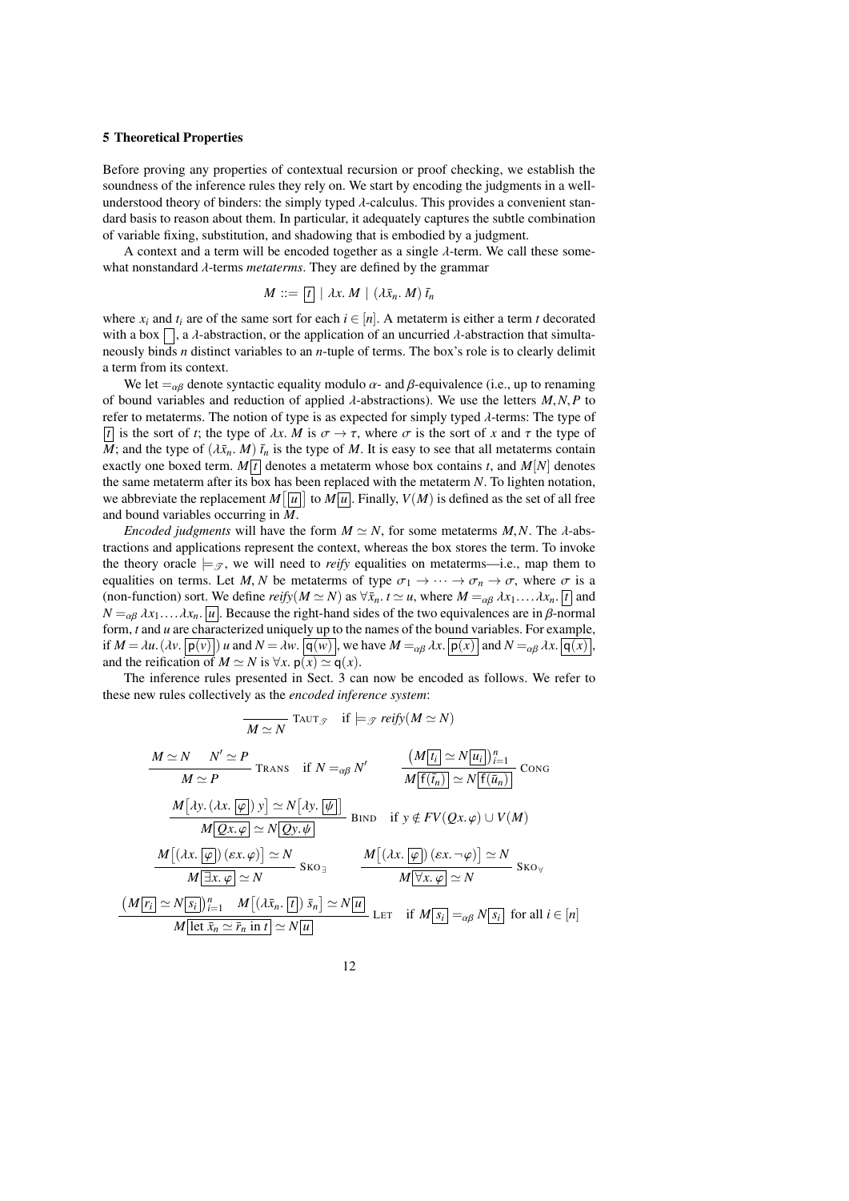## 5 Theoretical Properties

Before proving any properties of contextual recursion or proof checking, we establish the soundness of the inference rules they rely on. We start by encoding the judgments in a well-understood theory of binders: the simply typed $\lambda$-calculus. This provides a convenient standard basis to reason about them. In particular, it adequately captures the subtle combination of variable fixing, substitution, and shadowing that is embodied by a judgment.

A context and a term will be encoded together as a single $\lambda$-term. We call these somewhat nonstandard $\lambda$-terms *metaterms*. They are defined by the grammar

$$M ::= \boxed{t} \mid \lambda x.\, M \mid (\lambda \bar{x}_n.\, M)\, \bar{t}_n$$

where $x_i$ and $t_i$ are of the same sort for each $i \in [n]$. A metaterm is either a term $t$ decorated with a box $\boxed{\phantom{t}}$, a $\lambda$-abstraction, or the application of an uncurried $\lambda$-abstraction that simultaneously binds $n$ distinct variables to an $n$-tuple of terms. The box's role is to clearly delimit a term from its context.

We let $=_{\alpha\beta}$ denote syntactic equality modulo $\alpha$- and $\beta$-equivalence (i.e., up to renaming of bound variables and reduction of applied $\lambda$-abstractions). We use the letters $M, N, P$ to refer to metaterms. The notion of type is as expected for simply typed $\lambda$-terms: The type of $\boxed{t}$ is the sort of $t$; the type of $\lambda x.\, M$ is $\sigma \to \tau$, where $\sigma$ is the sort of $x$ and $\tau$ the type of $M$; and the type of $(\lambda \bar{x}_n.\, M)\, \bar{t}_n$ is the type of $M$. It is easy to see that all metaterms contain exactly one boxed term. $M\boxed{t}$ denotes a metaterm whose box contains $t$, and $M[N]$ denotes the same metaterm after its box has been replaced with the metaterm $N$. To lighten notation, we abbreviate the replacement $M\big[\boxed{u}\big]$ to $M\boxed{u}$. Finally, $V(M)$ is defined as the set of all free and bound variables occurring in $M$.

*Encoded judgments* will have the form $M \simeq N$, for some metaterms $M, N$. The $\lambda$-abstractions and applications represent the context, whereas the box stores the term. To invoke the theory oracle $\models_{\mathscr{T}}$, we will need to *reify* equalities on metaterms—i.e., map them to equalities on terms. Let $M, N$ be metaterms of type $\sigma_1 \to \cdots \to \sigma_n \to \sigma$, where $\sigma$ is a (non-function) sort. We define $\mathit{reify}(M \simeq N)$ as $\forall \bar{x}_n.\, t \simeq u$, where $M =_{\alpha\beta} \lambda x_1 \ldots \lambda x_n.\, \boxed{t}$ and $N =_{\alpha\beta} \lambda x_1 \ldots \lambda x_n.\, \boxed{u}$. Because the right-hand sides of the two equivalences are in $\beta$-normal form, $t$ and $u$ are characterized uniquely up to the names of the bound variables. For example, if $M = \lambda u.\, (\lambda v.\, \boxed{\mathsf{p}(v)})\, u$ and $N = \lambda w.\, \boxed{\mathsf{q}(w)}$, we have $M =_{\alpha\beta} \lambda x.\, \boxed{\mathsf{p}(x)}$ and $N =_{\alpha\beta} \lambda x.\, \boxed{\mathsf{q}(x)}$, and the reification of $M \simeq N$ is $\forall x.\, \mathsf{p}(x) \simeq \mathsf{q}(x)$.

The inference rules presented in Sect. 3 can now be encoded as follows. We refer to these new rules collectively as the *encoded inference system*:

$$\frac{}{M \simeq N}\ \textsc{Taut}_{\mathscr{T}} \quad \text{if } \models_{\mathscr{T}} \mathit{reify}(M \simeq N)$$

$$\frac{M \simeq N \quad N' \simeq P}{M \simeq P}\ \textsc{Trans} \quad \text{if } N =_{\alpha\beta} N' \qquad \frac{\big(M\boxed{t_i} \simeq N\boxed{u_i}\big)_{i=1}^{n}}{M\boxed{\mathsf{f}(\bar{t}_n)} \simeq N\boxed{\mathsf{f}(\bar{u}_n)}}\ \textsc{Cong}$$

$$\frac{M\big[\lambda y.\, (\lambda x.\, \boxed{\varphi})\, y\big] \simeq N\big[\lambda y.\, \boxed{\psi}\big]}{M\boxed{Qx.\, \varphi} \simeq N\boxed{Qy.\, \psi}}\ \textsc{Bind} \quad \text{if } y \notin FV(Qx.\, \varphi) \cup V(M)$$

$$\frac{M\big[(\lambda x.\, \boxed{\varphi})\, (\varepsilon x.\, \varphi)\big] \simeq N}{M\boxed{\exists x.\, \varphi} \simeq N}\ \textsc{Sko}_{\exists} \qquad \frac{M\big[(\lambda x.\, \boxed{\varphi})\, (\varepsilon x.\, \neg\varphi)\big] \simeq N}{M\boxed{\forall x.\, \varphi} \simeq N}\ \textsc{Sko}_{\forall}$$

$$\frac{\big(M\boxed{r_i} \simeq N\boxed{s_i}\big)_{i=1}^{n} \quad M\big[(\lambda \bar{x}_n.\, \boxed{t})\ \bar{s}_n\big] \simeq N\boxed{u}}{M\boxed{\text{let } \bar{x}_n \simeq \bar{r}_n \text{ in } t} \simeq N\boxed{u}}\ \textsc{Let} \quad \text{if } M\boxed{s_i} =_{\alpha\beta} N\boxed{s_i} \text{ for all } i \in [n]$$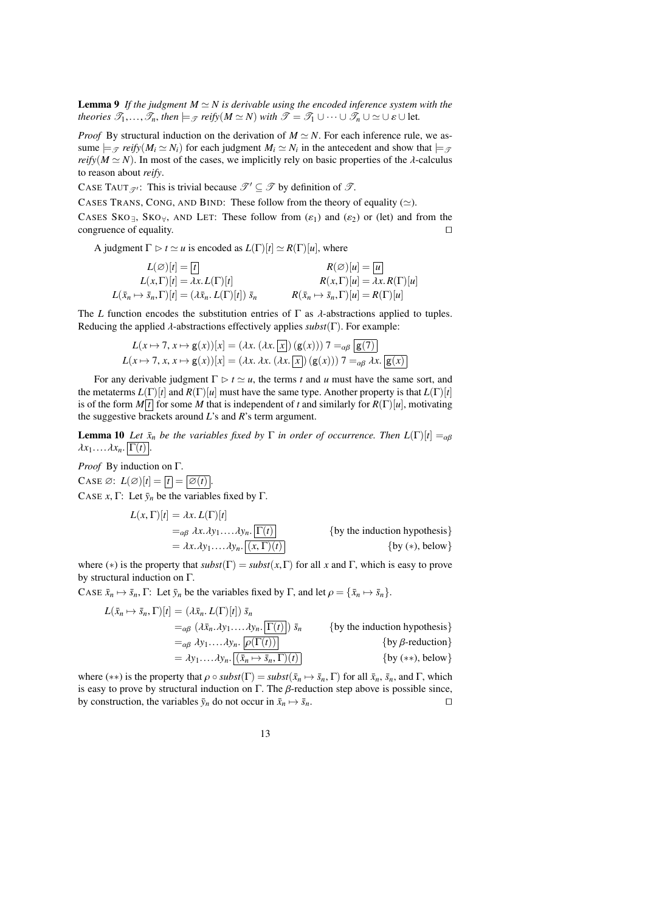**Lemma 9** *If the judgment $M \simeq N$ is derivable using the encoded inference system with the theories $\mathscr{T}_1, \ldots, \mathscr{T}_n$, then $\models_{\mathscr{T}}$ reify$(M \simeq N)$ with $\mathscr{T} = \mathscr{T}_1 \cup \cdots \cup \mathscr{T}_n \cup \simeq \cup\, \varepsilon \cup$ let.*

*Proof* By structural induction on the derivation of $M \simeq N$. For each inference rule, we assume $\models_{\mathscr{T}}$ *reify*$(M_i \simeq N_i)$ for each judgment $M_i \simeq N_i$ in the antecedent and show that $\models_{\mathscr{T}}$ *reify*$(M \simeq N)$. In most of the cases, we implicitly rely on basic properties of the $\lambda$-calculus to reason about *reify*.

CASE TAUT$_{\mathscr{T}'}$: This is trivial because $\mathscr{T}' \subseteq \mathscr{T}$ by definition of $\mathscr{T}$.

CASES TRANS, CONG, AND BIND: These follow from the theory of equality ($\simeq$).

CASES SKO$_\exists$, SKO$_\forall$, AND LET: These follow from ($\varepsilon_1$) and ($\varepsilon_2$) or (let) and from the congruence of equality. $\square$

A judgment $\Gamma \rhd t \simeq u$ is encoded as $L(\Gamma)[t] \simeq R(\Gamma)[u]$, where

$$
\begin{aligned}
L(\varnothing)[t] &= \boxed{t} & R(\varnothing)[u] &= \boxed{u} \\
L(x,\Gamma)[t] &= \lambda x.\, L(\Gamma)[t] & R(x,\Gamma)[u] &= \lambda x.\, R(\Gamma)[u] \\
L(\bar{x}_n \mapsto \bar{s}_n, \Gamma)[t] &= (\lambda \bar{x}_n.\, L(\Gamma)[t])\ \bar{s}_n & R(\bar{x}_n \mapsto \bar{s}_n, \Gamma)[u] &= R(\Gamma)[u]
\end{aligned}
$$

The $L$ function encodes the substitution entries of $\Gamma$ as $\lambda$-abstractions applied to tuples. Reducing the applied $\lambda$-abstractions effectively applies *subst*$(\Gamma)$. For example:

$$
\begin{aligned}
L(x \mapsto 7,\, x \mapsto \mathsf{g}(x))[x] &= (\lambda x.\, (\lambda x.\, \boxed{x})\ (\mathsf{g}(x)))\ 7 =_{\alpha\beta} \boxed{\mathsf{g}(7)} \\
L(x \mapsto 7,\, x,\, x \mapsto \mathsf{g}(x))[x] &= (\lambda x.\, \lambda x.\, (\lambda x.\, \boxed{x})\ (\mathsf{g}(x)))\ 7 =_{\alpha\beta} \lambda x.\, \boxed{\mathsf{g}(x)}
\end{aligned}
$$

For any derivable judgment $\Gamma \rhd t \simeq u$, the terms $t$ and $u$ must have the same sort, and the metaterms $L(\Gamma)[t]$ and $R(\Gamma)[u]$ must have the same type. Another property is that $L(\Gamma)[t]$ is of the form $M\boxed{t}$ for some $M$ that is independent of $t$ and similarly for $R(\Gamma)[u]$, motivating the suggestive brackets around $L$'s and $R$'s term argument.

**Lemma 10** *Let $\bar{x}_n$ be the variables fixed by $\Gamma$ in order of occurrence. Then $L(\Gamma)[t] =_{\alpha\beta} \lambda x_1 \ldots \lambda x_n.\, \boxed{\Gamma(t)}$.*

*Proof* By induction on $\Gamma$.

CASE $\varnothing$: $L(\varnothing)[t] = \boxed{t} = \boxed{\varnothing(t)}$.

CASE $x, \Gamma$: Let $\bar{y}_n$ be the variables fixed by $\Gamma$.

$$
\begin{aligned}
L(x,\Gamma)[t] &= \lambda x.\, L(\Gamma)[t] \\
&=_{\alpha\beta} \lambda x. \lambda y_1 \ldots \lambda y_n.\, \boxed{\Gamma(t)} && \{\text{by the induction hypothesis}\} \\
&= \lambda x. \lambda y_1 \ldots \lambda y_n.\, \boxed{(x,\Gamma)(t)} && \{\text{by } (*), \text{ below}\}
\end{aligned}
$$

where $(*)$ is the property that *subst*$(\Gamma) =$ *subst*$(x,\Gamma)$ for all $x$ and $\Gamma$, which is easy to prove by structural induction on $\Gamma$.

CASE $\bar{x}_n \mapsto \bar{s}_n, \Gamma$: Let $\bar{y}_n$ be the variables fixed by $\Gamma$, and let $\rho = \{\bar{x}_n \mapsto \bar{s}_n\}$.

$$
\begin{aligned}
L(\bar{x}_n \mapsto \bar{s}_n, \Gamma)[t] &= (\lambda \bar{x}_n.\, L(\Gamma)[t])\ \bar{s}_n \\
&=_{\alpha\beta} (\lambda \bar{x}_n. \lambda y_1 \ldots \lambda y_n.\, \boxed{\Gamma(t)})\ \bar{s}_n && \{\text{by the induction hypothesis}\} \\
&=_{\alpha\beta} \lambda y_1 \ldots \lambda y_n.\, \boxed{\rho(\Gamma(t))} && \{\text{by } \beta\text{-reduction}\} \\
&= \lambda y_1 \ldots \lambda y_n.\, \boxed{(\bar{x}_n \mapsto \bar{s}_n, \Gamma)(t)} && \{\text{by } (**), \text{ below}\}
\end{aligned}
$$

where $(**)$ is the property that $\rho \circ$ *subst*$(\Gamma) =$ *subst*$(\bar{x}_n \mapsto \bar{s}_n, \Gamma)$ for all $\bar{x}_n$, $\bar{s}_n$, and $\Gamma$, which is easy to prove by structural induction on $\Gamma$. The $\beta$-reduction step above is possible since, by construction, the variables $\bar{y}_n$ do not occur in $\bar{x}_n \mapsto \bar{s}_n$. $\square$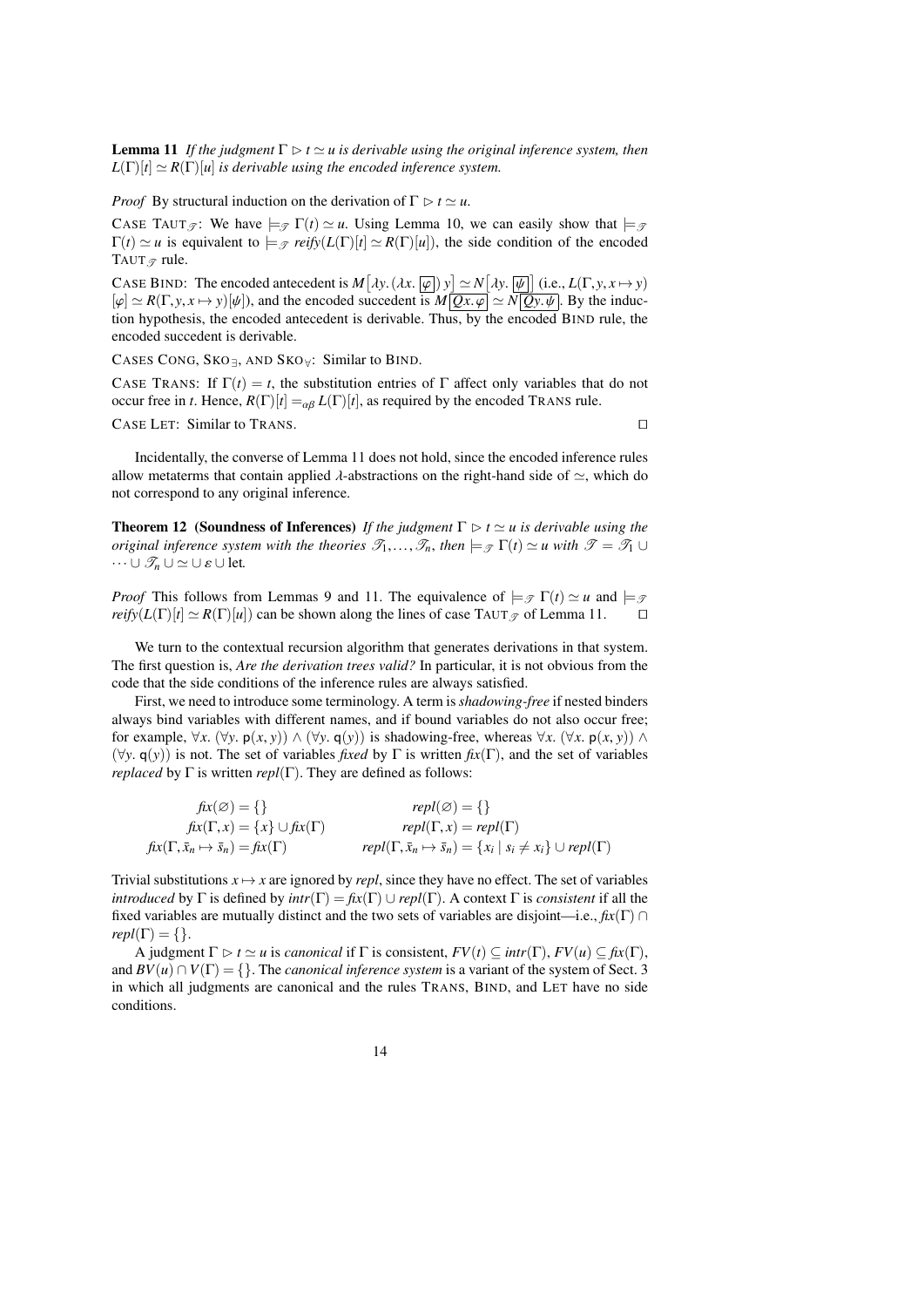**Lemma 11** *If the judgment $\Gamma \rhd t \simeq u$ is derivable using the original inference system, then $L(\Gamma)[t] \simeq R(\Gamma)[u]$ is derivable using the encoded inference system.*

*Proof* By structural induction on the derivation of $\Gamma \rhd t \simeq u$.

CASE $\text{TAUT}_{\mathscr{T}}$: We have $\models_{\mathscr{T}} \Gamma(t) \simeq u$. Using Lemma 10, we can easily show that $\models_{\mathscr{T}} \Gamma(t) \simeq u$ is equivalent to $\models_{\mathscr{T}} \mathit{reify}(L(\Gamma)[t] \simeq R(\Gamma)[u])$, the side condition of the encoded $\text{TAUT}_{\mathscr{T}}$ rule.

CASE BIND: The encoded antecedent is $M\big[\lambda y.\,(\lambda x.\,\boxed{\varphi})\,y\big] \simeq N\big[\lambda y.\,\boxed{\psi}\big]$ (i.e., $L(\Gamma, y, x \mapsto y)$ $[\varphi] \simeq R(\Gamma, y, x \mapsto y)[\psi]$), and the encoded succedent is $M\boxed{Qx.\,\varphi} \simeq N\boxed{Qy.\,\psi}$. By the induction hypothesis, the encoded antecedent is derivable. Thus, by the encoded BIND rule, the encoded succedent is derivable.

CASES CONG, $\text{SKO}_{\exists}$, AND $\text{SKO}_{\forall}$: Similar to BIND.

CASE TRANS: If $\Gamma(t) = t$, the substitution entries of $\Gamma$ affect only variables that do not occur free in $t$. Hence, $R(\Gamma)[t] =_{\alpha\beta} L(\Gamma)[t]$, as required by the encoded TRANS rule.

CASE LET: Similar to TRANS. □

Incidentally, the converse of Lemma 11 does not hold, since the encoded inference rules allow metaterms that contain applied $\lambda$-abstractions on the right-hand side of $\simeq$, which do not correspond to any original inference.

**Theorem 12 (Soundness of Inferences)** *If the judgment $\Gamma \rhd t \simeq u$ is derivable using the original inference system with the theories $\mathscr{T}_1, \ldots, \mathscr{T}_n$, then $\models_{\mathscr{T}} \Gamma(t) \simeq u$ with $\mathscr{T} = \mathscr{T}_1 \cup \cdots \cup \mathscr{T}_n \cup \simeq \cup\, \varepsilon \cup \mathsf{let}$.*

*Proof* This follows from Lemmas 9 and 11. The equivalence of $\models_{\mathscr{T}} \Gamma(t) \simeq u$ and $\models_{\mathscr{T}} \mathit{reify}(L(\Gamma)[t] \simeq R(\Gamma)[u])$ can be shown along the lines of case $\text{TAUT}_{\mathscr{T}}$ of Lemma 11. □

We turn to the contextual recursion algorithm that generates derivations in that system. The first question is, *Are the derivation trees valid?* In particular, it is not obvious from the code that the side conditions of the inference rules are always satisfied.

First, we need to introduce some terminology. A term is *shadowing-free* if nested binders always bind variables with different names, and if bound variables do not also occur free; for example, $\forall x.\ (\forall y.\ \mathsf{p}(x, y)) \land (\forall y.\ \mathsf{q}(y))$ is shadowing-free, whereas $\forall x.\ (\forall x.\ \mathsf{p}(x, y)) \land (\forall y.\ \mathsf{q}(y))$ is not. The set of variables *fixed* by $\Gamma$ is written $\mathit{fix}(\Gamma)$, and the set of variables *replaced* by $\Gamma$ is written $\mathit{repl}(\Gamma)$. They are defined as follows:

$$
\begin{aligned}
\mathit{fix}(\varnothing) &= \{\} & \mathit{repl}(\varnothing) &= \{\} \\
\mathit{fix}(\Gamma, x) &= \{x\} \cup \mathit{fix}(\Gamma) & \mathit{repl}(\Gamma, x) &= \mathit{repl}(\Gamma) \\
\mathit{fix}(\Gamma, \bar{x}_n \mapsto \bar{s}_n) &= \mathit{fix}(\Gamma) & \mathit{repl}(\Gamma, \bar{x}_n \mapsto \bar{s}_n) &= \{x_i \mid s_i \neq x_i\} \cup \mathit{repl}(\Gamma)
\end{aligned}
$$

Trivial substitutions $x \mapsto x$ are ignored by *repl*, since they have no effect. The set of variables *introduced* by $\Gamma$ is defined by $\mathit{intr}(\Gamma) = \mathit{fix}(\Gamma) \cup \mathit{repl}(\Gamma)$. A context $\Gamma$ is *consistent* if all the fixed variables are mutually distinct and the two sets of variables are disjoint—i.e., $\mathit{fix}(\Gamma) \cap \mathit{repl}(\Gamma) = \{\}$.

A judgment $\Gamma \rhd t \simeq u$ is *canonical* if $\Gamma$ is consistent, $FV(t) \subseteq \mathit{intr}(\Gamma)$, $FV(u) \subseteq \mathit{fix}(\Gamma)$, and $BV(u) \cap V(\Gamma) = \{\}$. The *canonical inference system* is a variant of the system of Sect. 3 in which all judgments are canonical and the rules TRANS, BIND, and LET have no side conditions.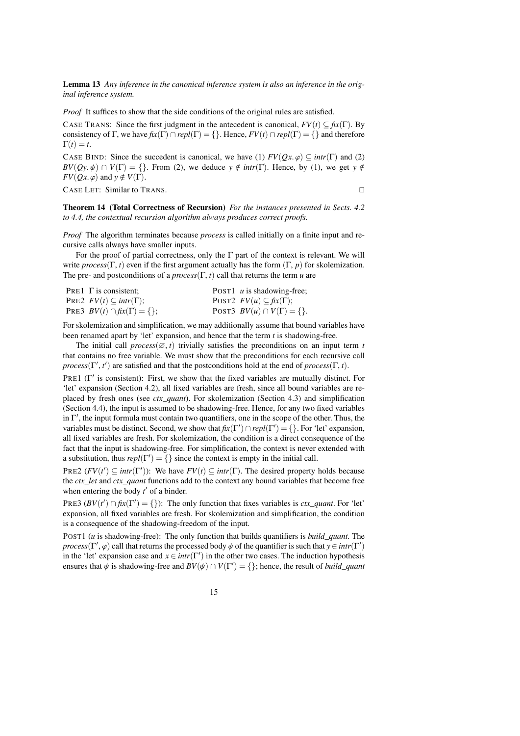**Lemma 13** *Any inference in the canonical inference system is also an inference in the original inference system.*

*Proof* It suffices to show that the side conditions of the original rules are satisfied.

CASE TRANS: Since the first judgment in the antecedent is canonical, $FV(t) \subseteq \mathit{fix}(\Gamma)$. By consistency of $\Gamma$, we have $\mathit{fix}(\Gamma) \cap \mathit{repl}(\Gamma) = \{\}$. Hence, $FV(t) \cap \mathit{repl}(\Gamma) = \{\}$ and therefore $\Gamma(t) = t$.

CASE BIND: Since the succedent is canonical, we have (1) $FV(Qx.\,\varphi) \subseteq \mathit{intr}(\Gamma)$ and (2) $BV(Qy.\,\psi) \cap V(\Gamma) = \{\}$. From (2), we deduce $y \notin \mathit{intr}(\Gamma)$. Hence, by (1), we get $y \notin FV(Qx.\,\varphi)$ and $y \notin V(\Gamma)$.

CASE LET: Similar to TRANS. □

**Theorem 14 (Total Correctness of Recursion)** *For the instances presented in Sects. 4.2 to 4.4, the contextual recursion algorithm always produces correct proofs.*

*Proof* The algorithm terminates because *process* is called initially on a finite input and recursive calls always have smaller inputs.

For the proof of partial correctness, only the $\Gamma$ part of the context is relevant. We will write $\mathit{process}(\Gamma, t)$ even if the first argument actually has the form $(\Gamma, p)$ for skolemization. The pre- and postconditions of a $\mathit{process}(\Gamma, t)$ call that returns the term $u$ are

| | |
|---|---|
| PRE1 $\Gamma$ is consistent; | POST1 $u$ is shadowing-free; |
| PRE2 $FV(t) \subseteq \mathit{intr}(\Gamma)$; | POST2 $FV(u) \subseteq \mathit{fix}(\Gamma)$; |
| PRE3 $BV(t) \cap \mathit{fix}(\Gamma) = \{\}$; | POST3 $BV(u) \cap V(\Gamma) = \{\}$. |

For skolemization and simplification, we may additionally assume that bound variables have been renamed apart by 'let' expansion, and hence that the term $t$ is shadowing-free.

The initial call $\mathit{process}(\varnothing, t)$ trivially satisfies the preconditions on an input term $t$ that contains no free variable. We must show that the preconditions for each recursive call $\mathit{process}(\Gamma', t')$ are satisfied and that the postconditions hold at the end of $\mathit{process}(\Gamma, t)$.

PRE1 ($\Gamma'$ is consistent): First, we show that the fixed variables are mutually distinct. For 'let' expansion (Section 4.2), all fixed variables are fresh, since all bound variables are replaced by fresh ones (see *ctx_quant*). For skolemization (Section 4.3) and simplification (Section 4.4), the input is assumed to be shadowing-free. Hence, for any two fixed variables in $\Gamma'$, the input formula must contain two quantifiers, one in the scope of the other. Thus, the variables must be distinct. Second, we show that $\mathit{fix}(\Gamma') \cap \mathit{repl}(\Gamma') = \{\}$. For 'let' expansion, all fixed variables are fresh. For skolemization, the condition is a direct consequence of the fact that the input is shadowing-free. For simplification, the context is never extended with a substitution, thus $\mathit{repl}(\Gamma') = \{\}$ since the context is empty in the initial call.

PRE2 ($FV(t') \subseteq \mathit{intr}(\Gamma')$): We have $FV(t) \subseteq \mathit{intr}(\Gamma)$. The desired property holds because the *ctx_let* and *ctx_quant* functions add to the context any bound variables that become free when entering the body $t'$ of a binder.

PRE3 ($BV(t') \cap \mathit{fix}(\Gamma') = \{\}$): The only function that fixes variables is *ctx_quant*. For 'let' expansion, all fixed variables are fresh. For skolemization and simplification, the condition is a consequence of the shadowing-freedom of the input.

POST1 ($u$ is shadowing-free): The only function that builds quantifiers is *build_quant*. The $\mathit{process}(\Gamma', \varphi)$ call that returns the processed body $\psi$ of the quantifier is such that $y \in \mathit{intr}(\Gamma')$ in the 'let' expansion case and $x \in \mathit{intr}(\Gamma')$ in the other two cases. The induction hypothesis ensures that $\psi$ is shadowing-free and $BV(\psi) \cap V(\Gamma') = \{\}$; hence, the result of *build_quant*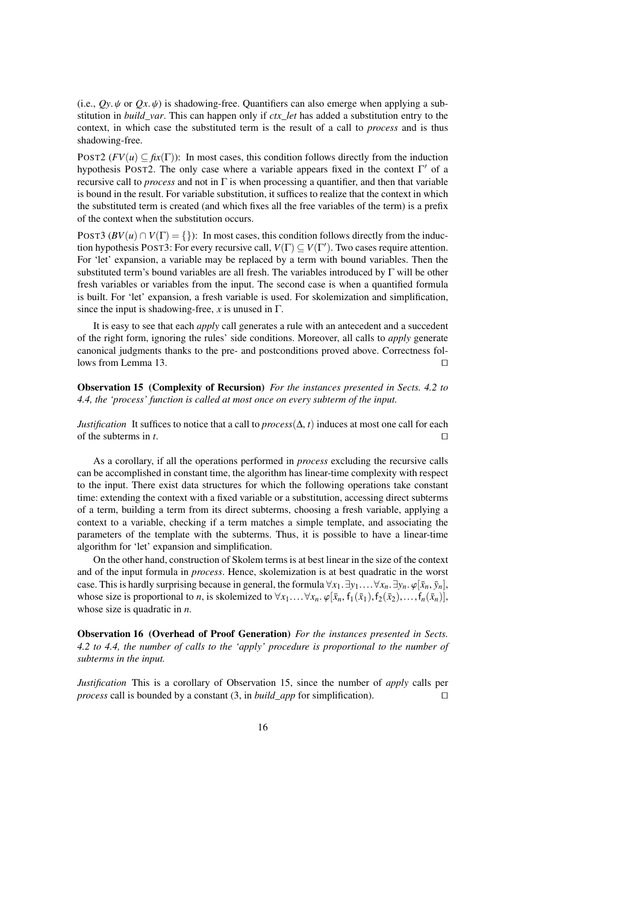(i.e., $Qy.\,\psi$ or $Qx.\,\psi$) is shadowing-free. Quantifiers can also emerge when applying a substitution in *build_var*. This can happen only if *ctx_let* has added a substitution entry to the context, in which case the substituted term is the result of a call to *process* and is thus shadowing-free.

POST2 ($FV(u) \subseteq \mathit{fix}(\Gamma)$): In most cases, this condition follows directly from the induction hypothesis POST2. The only case where a variable appears fixed in the context $\Gamma'$ of a recursive call to *process* and not in $\Gamma$ is when processing a quantifier, and then that variable is bound in the result. For variable substitution, it suffices to realize that the context in which the substituted term is created (and which fixes all the free variables of the term) is a prefix of the context when the substitution occurs.

POST3 ($BV(u) \cap V(\Gamma) = \{\}$): In most cases, this condition follows directly from the induction hypothesis POST3: For every recursive call, $V(\Gamma) \subseteq V(\Gamma')$. Two cases require attention. For 'let' expansion, a variable may be replaced by a term with bound variables. Then the substituted term's bound variables are all fresh. The variables introduced by $\Gamma$ will be other fresh variables or variables from the input. The second case is when a quantified formula is built. For 'let' expansion, a fresh variable is used. For skolemization and simplification, since the input is shadowing-free, $x$ is unused in $\Gamma$.

It is easy to see that each *apply* call generates a rule with an antecedent and a succedent of the right form, ignoring the rules' side conditions. Moreover, all calls to *apply* generate canonical judgments thanks to the pre- and postconditions proved above. Correctness follows from Lemma 13. ◻

**Observation 15 (Complexity of Recursion)** *For the instances presented in Sects. 4.2 to 4.4, the 'process' function is called at most once on every subterm of the input.*

*Justification* It suffices to notice that a call to *process*$(\Delta, t)$ induces at most one call for each of the subterms in $t$. ◻

As a corollary, if all the operations performed in *process* excluding the recursive calls can be accomplished in constant time, the algorithm has linear-time complexity with respect to the input. There exist data structures for which the following operations take constant time: extending the context with a fixed variable or a substitution, accessing direct subterms of a term, building a term from its direct subterms, choosing a fresh variable, applying a context to a variable, checking if a term matches a simple template, and associating the parameters of the template with the subterms. Thus, it is possible to have a linear-time algorithm for 'let' expansion and simplification.

On the other hand, construction of Skolem terms is at best linear in the size of the context and of the input formula in *process*. Hence, skolemization is at best quadratic in the worst case. This is hardly surprising because in general, the formula $\forall x_1.\,\exists y_1.\ldots\forall x_n.\,\exists y_n.\,\varphi[\bar{x}_n, \bar{y}_n]$, whose size is proportional to $n$, is skolemized to $\forall x_1.\ldots\forall x_n.\,\varphi[\bar{x}_n, \mathsf{f}_1(\bar{x}_1), \mathsf{f}_2(\bar{x}_2), \ldots, \mathsf{f}_n(\bar{x}_n)]$, whose size is quadratic in $n$.

**Observation 16 (Overhead of Proof Generation)** *For the instances presented in Sects. 4.2 to 4.4, the number of calls to the 'apply' procedure is proportional to the number of subterms in the input.*

*Justification* This is a corollary of Observation 15, since the number of *apply* calls per *process* call is bounded by a constant (3, in *build_app* for simplification). ◻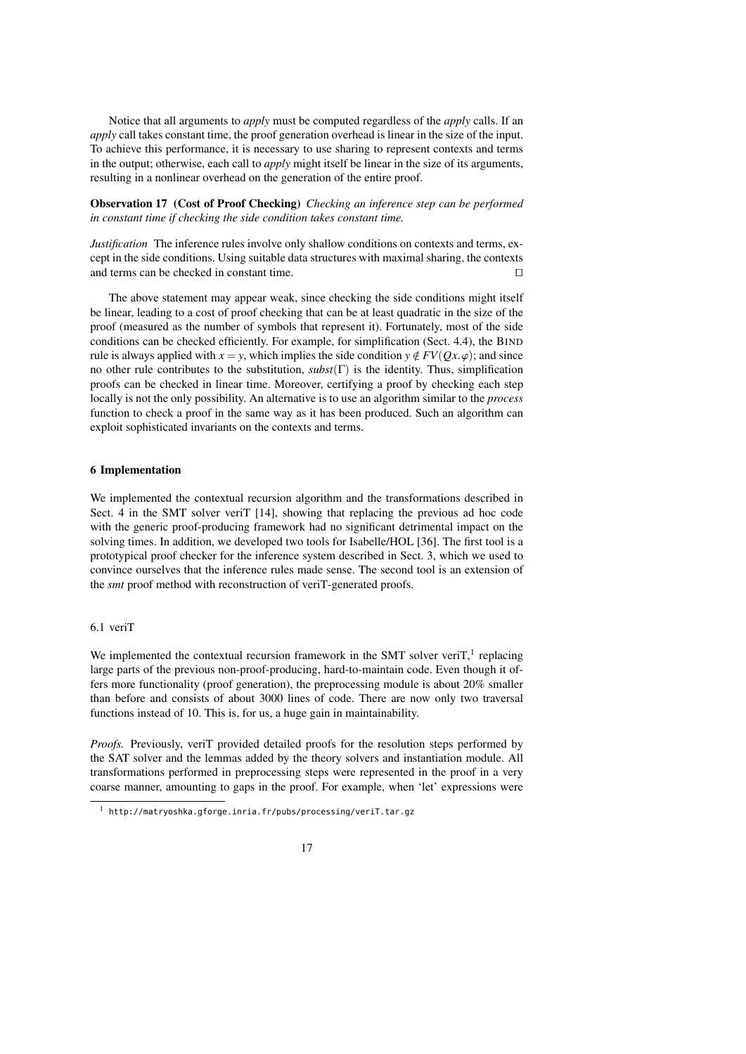Notice that all arguments to *apply* must be computed regardless of the *apply* calls. If an *apply* call takes constant time, the proof generation overhead is linear in the size of the input. To achieve this performance, it is necessary to use sharing to represent contexts and terms in the output; otherwise, each call to *apply* might itself be linear in the size of its arguments, resulting in a nonlinear overhead on the generation of the entire proof.

**Observation 17 (Cost of Proof Checking)** *Checking an inference step can be performed in constant time if checking the side condition takes constant time.*

*Justification* The inference rules involve only shallow conditions on contexts and terms, except in the side conditions. Using suitable data structures with maximal sharing, the contexts and terms can be checked in constant time. □

The above statement may appear weak, since checking the side conditions might itself be linear, leading to a cost of proof checking that can be at least quadratic in the size of the proof (measured as the number of symbols that represent it). Fortunately, most of the side conditions can be checked efficiently. For example, for simplification (Sect. 4.4), the BIND rule is always applied with $x = y$, which implies the side condition $y \notin FV(Qx.\varphi)$; and since no other rule contributes to the substitution, $subst(\Gamma)$ is the identity. Thus, simplification proofs can be checked in linear time. Moreover, certifying a proof by checking each step locally is not the only possibility. An alternative is to use an algorithm similar to the *process* function to check a proof in the same way as it has been produced. Such an algorithm can exploit sophisticated invariants on the contexts and terms.

## 6 Implementation

We implemented the contextual recursion algorithm and the transformations described in Sect. 4 in the SMT solver veriT [14], showing that replacing the previous ad hoc code with the generic proof-producing framework had no significant detrimental impact on the solving times. In addition, we developed two tools for Isabelle/HOL [36]. The first tool is a prototypical proof checker for the inference system described in Sect. 3, which we used to convince ourselves that the inference rules made sense. The second tool is an extension of the *smt* proof method with reconstruction of veriT-generated proofs.

### 6.1 veriT

We implemented the contextual recursion framework in the SMT solver veriT,[1] replacing large parts of the previous non-proof-producing, hard-to-maintain code. Even though it offers more functionality (proof generation), the preprocessing module is about 20% smaller than before and consists of about 3000 lines of code. There are now only two traversal functions instead of 10. This is, for us, a huge gain in maintainability.

*Proofs.* Previously, veriT provided detailed proofs for the resolution steps performed by the SAT solver and the lemmas added by the theory solvers and instantiation module. All transformations performed in preprocessing steps were represented in the proof in a very coarse manner, amounting to gaps in the proof. For example, when 'let' expressions were

[1] http://matryoshka.gforge.inria.fr/pubs/processing/veriT.tar.gz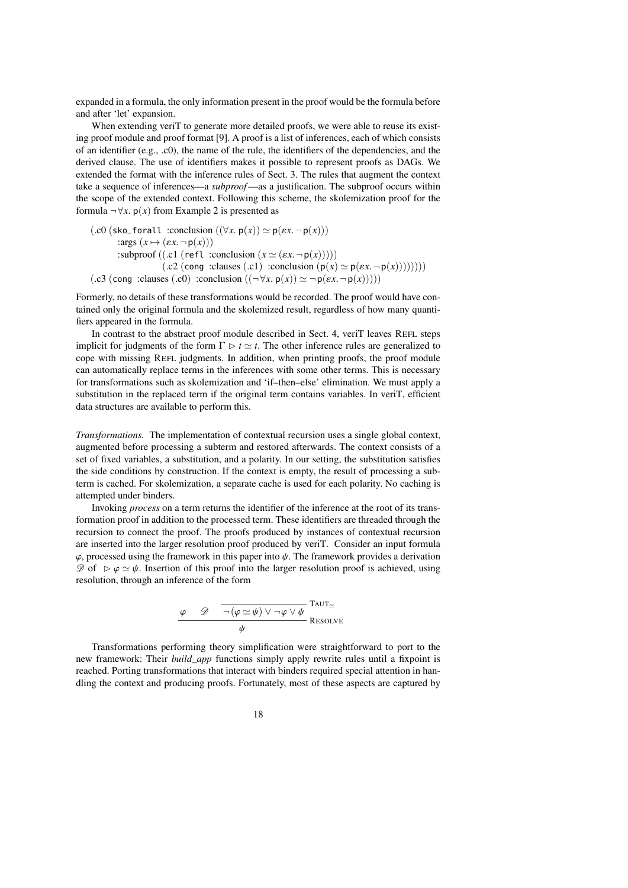expanded in a formula, the only information present in the proof would be the formula before and after 'let' expansion.

When extending veriT to generate more detailed proofs, we were able to reuse its existing proof module and proof format [9]. A proof is a list of inferences, each of which consists of an identifier (e.g., .c0), the name of the rule, the identifiers of the dependencies, and the derived clause. The use of identifiers makes it possible to represent proofs as DAGs. We extended the format with the inference rules of Sect. 3. The rules that augment the context take a sequence of inferences—a *subproof*—as a justification. The subproof occurs within the scope of the extended context. Following this scheme, the skolemization proof for the formula $\neg\forall x.\, \mathsf{p}(x)$ from Example 2 is presented as

$$
\begin{array}{l}
(.\mathrm{c0}\ (\mathtt{sko\_forall}\ \text{:conclusion}\ ((\forall x.\, \mathsf{p}(x)) \simeq \mathsf{p}(\varepsilon x.\, \neg\, \mathsf{p}(x)))\\
\quad\quad \text{:args}\ (x \mapsto (\varepsilon x.\, \neg\, \mathsf{p}(x)))\\
\quad\quad \text{:subproof}\ ((.\mathrm{c1}\ (\mathtt{refl}\ \text{:conclusion}\ (x \simeq (\varepsilon x.\, \neg\, \mathsf{p}(x)))))\\
\quad\quad\quad\quad\quad\quad (.\mathrm{c2}\ (\mathtt{cong}\ \text{:clauses}\ (.\mathrm{c1})\ \text{:conclusion}\ (\mathsf{p}(x) \simeq \mathsf{p}(\varepsilon x.\, \neg\, \mathsf{p}(x))))))))\\
(.\mathrm{c3}\ (\mathtt{cong}\ \text{:clauses}\ (.\mathrm{c0})\ \text{:conclusion}\ ((\neg\forall x.\, \mathsf{p}(x)) \simeq \neg\, \mathsf{p}(\varepsilon x.\, \neg\, \mathsf{p}(x)))))
\end{array}
$$

Formerly, no details of these transformations would be recorded. The proof would have contained only the original formula and the skolemized result, regardless of how many quantifiers appeared in the formula.

In contrast to the abstract proof module described in Sect. 4, veriT leaves REFL steps implicit for judgments of the form $\Gamma \rhd t \simeq t$. The other inference rules are generalized to cope with missing REFL judgments. In addition, when printing proofs, the proof module can automatically replace terms in the inferences with some other terms. This is necessary for transformations such as skolemization and 'if–then–else' elimination. We must apply a substitution in the replaced term if the original term contains variables. In veriT, efficient data structures are available to perform this.

*Transformations.* The implementation of contextual recursion uses a single global context, augmented before processing a subterm and restored afterwards. The context consists of a set of fixed variables, a substitution, and a polarity. In our setting, the substitution satisfies the side conditions by construction. If the context is empty, the result of processing a subterm is cached. For skolemization, a separate cache is used for each polarity. No caching is attempted under binders.

Invoking *process* on a term returns the identifier of the inference at the root of its transformation proof in addition to the processed term. These identifiers are threaded through the recursion to connect the proof. The proofs produced by instances of contextual recursion are inserted into the larger resolution proof produced by veriT. Consider an input formula $\varphi$, processed using the framework in this paper into $\psi$. The framework provides a derivation $\mathscr{D}$ of $\rhd \varphi \simeq \psi$. Insertion of this proof into the larger resolution proof is achieved, using resolution, through an inference of the form

$$
\dfrac{\varphi \qquad \mathscr{D} \qquad \overline{\neg\,(\varphi \simeq \psi) \vee \neg\varphi \vee \psi}\ \textsc{Taut}_{\simeq}}{\psi}\ \textsc{Resolve}
$$

Transformations performing theory simplification were straightforward to port to the new framework: Their *build_app* functions simply apply rewrite rules until a fixpoint is reached. Porting transformations that interact with binders required special attention in handling the context and producing proofs. Fortunately, most of these aspects are captured by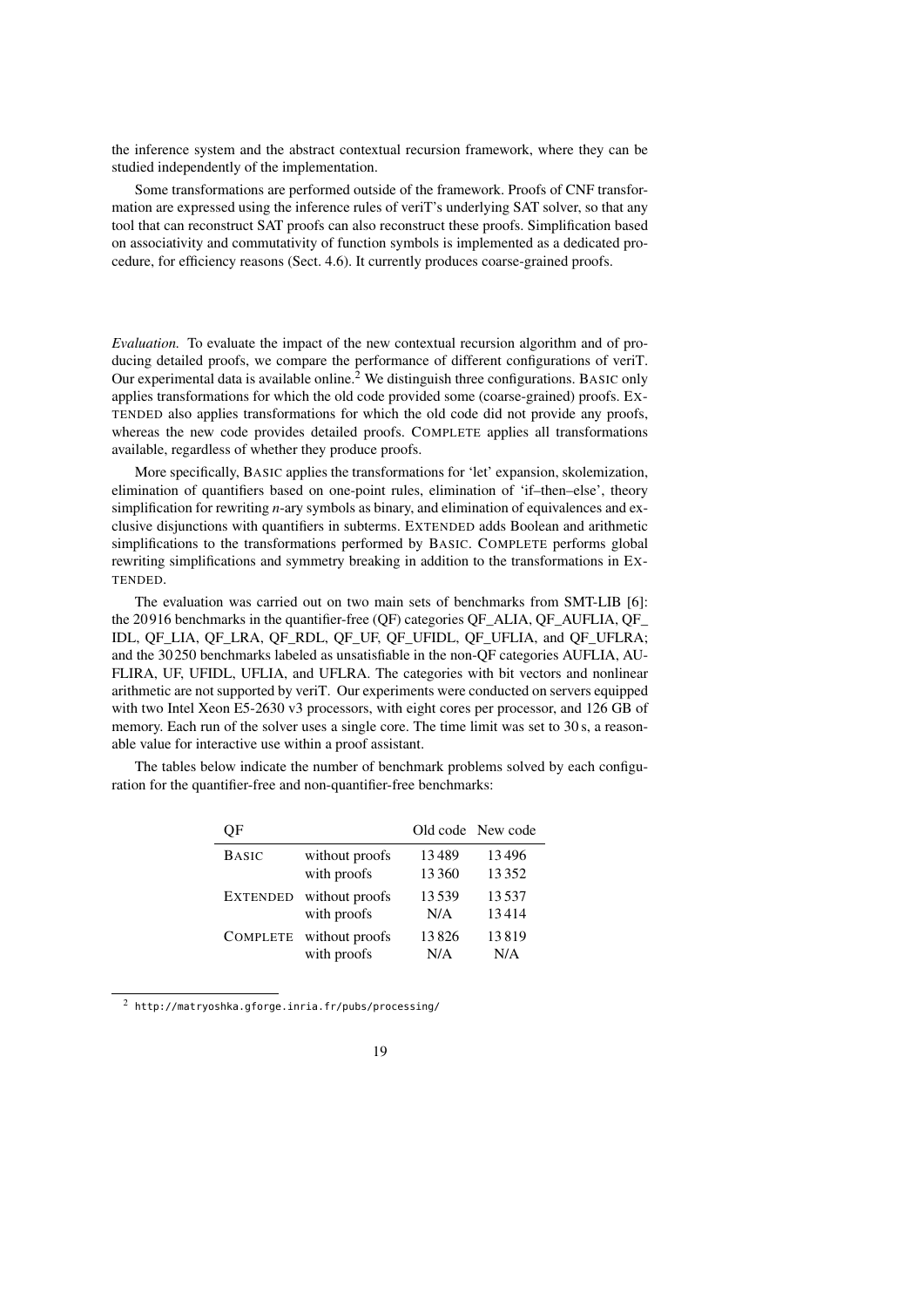the inference system and the abstract contextual recursion framework, where they can be studied independently of the implementation.

Some transformations are performed outside of the framework. Proofs of CNF transformation are expressed using the inference rules of veriT's underlying SAT solver, so that any tool that can reconstruct SAT proofs can also reconstruct these proofs. Simplification based on associativity and commutativity of function symbols is implemented as a dedicated procedure, for efficiency reasons (Sect. 4.6). It currently produces coarse-grained proofs.

*Evaluation.* To evaluate the impact of the new contextual recursion algorithm and of producing detailed proofs, we compare the performance of different configurations of veriT. Our experimental data is available online.[2] We distinguish three configurations. BASIC only applies transformations for which the old code provided some (coarse-grained) proofs. EXTENDED also applies transformations for which the old code did not provide any proofs, whereas the new code provides detailed proofs. COMPLETE applies all transformations available, regardless of whether they produce proofs.

More specifically, BASIC applies the transformations for 'let' expansion, skolemization, elimination of quantifiers based on one-point rules, elimination of 'if–then–else', theory simplification for rewriting $n$-ary symbols as binary, and elimination of equivalences and exclusive disjunctions with quantifiers in subterms. EXTENDED adds Boolean and arithmetic simplifications to the transformations performed by BASIC. COMPLETE performs global rewriting simplifications and symmetry breaking in addition to the transformations in EXTENDED.

The evaluation was carried out on two main sets of benchmarks from SMT-LIB [6]: the 20 916 benchmarks in the quantifier-free (QF) categories QF_ALIA, QF_AUFLIA, QF_IDL, QF_LIA, QF_LRA, QF_RDL, QF_UF, QF_UFIDL, QF_UFLIA, and QF_UFLRA; and the 30 250 benchmarks labeled as unsatisfiable in the non-QF categories AUFLIA, AUFLIRA, UF, UFIDL, UFLIA, and UFLRA. The categories with bit vectors and nonlinear arithmetic are not supported by veriT. Our experiments were conducted on servers equipped with two Intel Xeon E5-2630 v3 processors, with eight cores per processor, and 126 GB of memory. Each run of the solver uses a single core. The time limit was set to 30 s, a reasonable value for interactive use within a proof assistant.

The tables below indicate the number of benchmark problems solved by each configuration for the quantifier-free and non-quantifier-free benchmarks:

| QF | | Old code | New code |
|---|---|---|---|
| BASIC | without proofs | 13 489 | 13 496 |
| | with proofs | 13 360 | 13 352 |
| EXTENDED | without proofs | 13 539 | 13 537 |
| | with proofs | N/A | 13 414 |
| COMPLETE | without proofs | 13 826 | 13 819 |
| | with proofs | N/A | N/A |

[2] http://matryoshka.gforge.inria.fr/pubs/processing/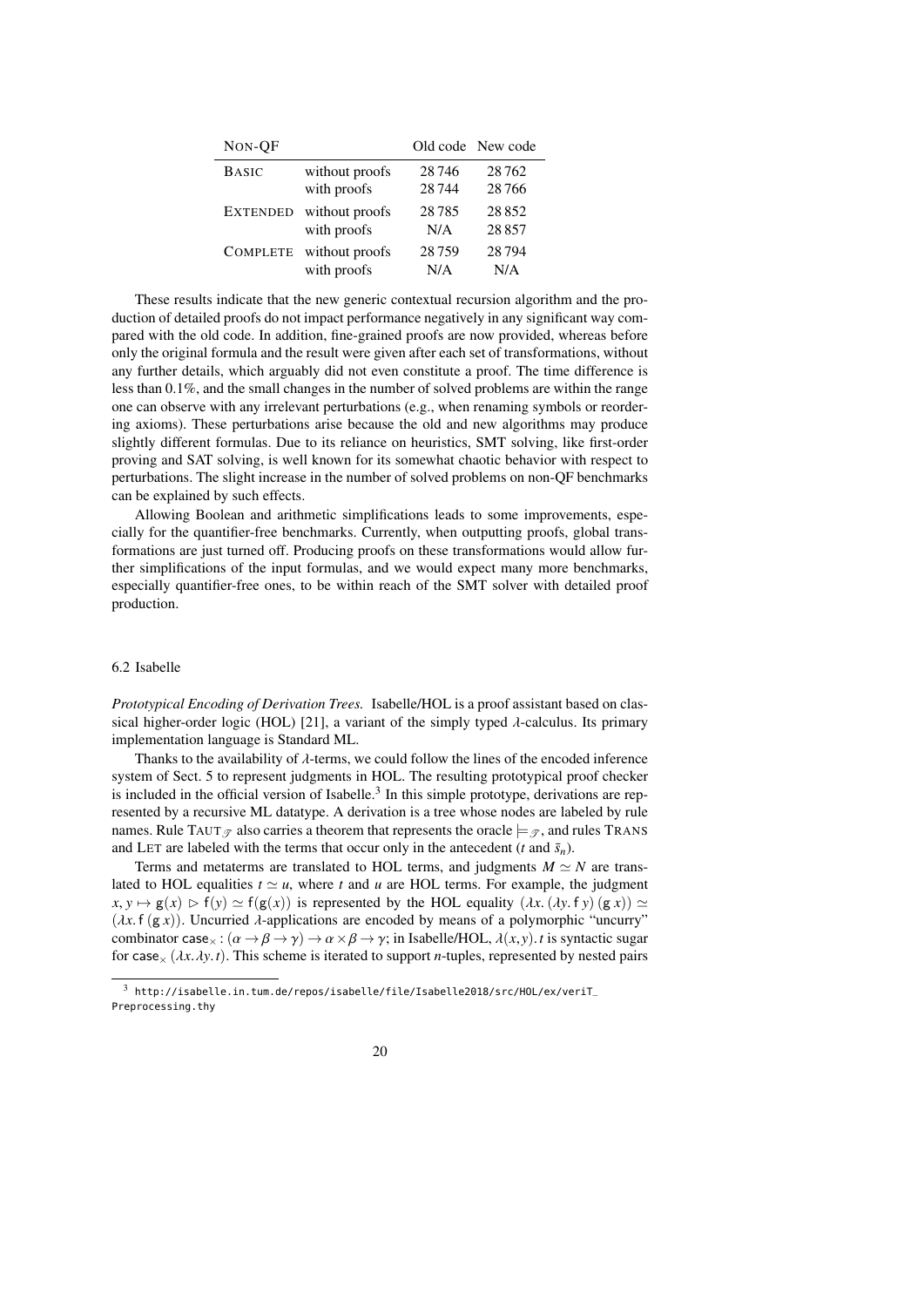| NON-QF | | Old code | New code |
|---|---|---|---|
| BASIC | without proofs | 28 746 | 28 762 |
| | with proofs | 28 744 | 28 766 |
| EXTENDED | without proofs | 28 785 | 28 852 |
| | with proofs | N/A | 28 857 |
| COMPLETE | without proofs | 28 759 | 28 794 |
| | with proofs | N/A | N/A |

These results indicate that the new generic contextual recursion algorithm and the production of detailed proofs do not impact performance negatively in any significant way compared with the old code. In addition, fine-grained proofs are now provided, whereas before only the original formula and the result were given after each set of transformations, without any further details, which arguably did not even constitute a proof. The time difference is less than 0.1%, and the small changes in the number of solved problems are within the range one can observe with any irrelevant perturbations (e.g., when renaming symbols or reordering axioms). These perturbations arise because the old and new algorithms may produce slightly different formulas. Due to its reliance on heuristics, SMT solving, like first-order proving and SAT solving, is well known for its somewhat chaotic behavior with respect to perturbations. The slight increase in the number of solved problems on non-QF benchmarks can be explained by such effects.

Allowing Boolean and arithmetic simplifications leads to some improvements, especially for the quantifier-free benchmarks. Currently, when outputting proofs, global transformations are just turned off. Producing proofs on these transformations would allow further simplifications of the input formulas, and we would expect many more benchmarks, especially quantifier-free ones, to be within reach of the SMT solver with detailed proof production.

### 6.2 Isabelle

*Prototypical Encoding of Derivation Trees.* Isabelle/HOL is a proof assistant based on classical higher-order logic (HOL) [21], a variant of the simply typed $\lambda$-calculus. Its primary implementation language is Standard ML.

Thanks to the availability of $\lambda$-terms, we could follow the lines of the encoded inference system of Sect. 5 to represent judgments in HOL. The resulting prototypical proof checker is included in the official version of Isabelle.[3] In this simple prototype, derivations are represented by a recursive ML datatype. A derivation is a tree whose nodes are labeled by rule names. Rule $\text{TAUT}_{\mathcal{T}}$ also carries a theorem that represents the oracle $\models_{\mathcal{T}}$, and rules TRANS and LET are labeled with the terms that occur only in the antecedent ($t$ and $\bar{s}_n$).

Terms and metaterms are translated to HOL terms, and judgments $M \simeq N$ are translated to HOL equalities $t \simeq u$, where $t$ and $u$ are HOL terms. For example, the judgment $x, y \mapsto \mathsf{g}(x) \rhd \mathsf{f}(y) \simeq \mathsf{f}(\mathsf{g}(x))$ is represented by the HOL equality $(\lambda x.\, (\lambda y.\, \mathsf{f}\, y)\, (\mathsf{g}\, x)) \simeq (\lambda x.\, \mathsf{f}\, (\mathsf{g}\, x))$. Uncurried $\lambda$-applications are encoded by means of a polymorphic "uncurry" combinator $\mathsf{case}_\times : (\alpha \to \beta \to \gamma) \to \alpha \times \beta \to \gamma$; in Isabelle/HOL, $\lambda(x,y).\, t$ is syntactic sugar for $\mathsf{case}_\times\, (\lambda x.\, \lambda y.\, t)$. This scheme is iterated to support $n$-tuples, represented by nested pairs

[3] `http://isabelle.in.tum.de/repos/isabelle/file/Isabelle2018/src/HOL/ex/veriT_Preprocessing.thy`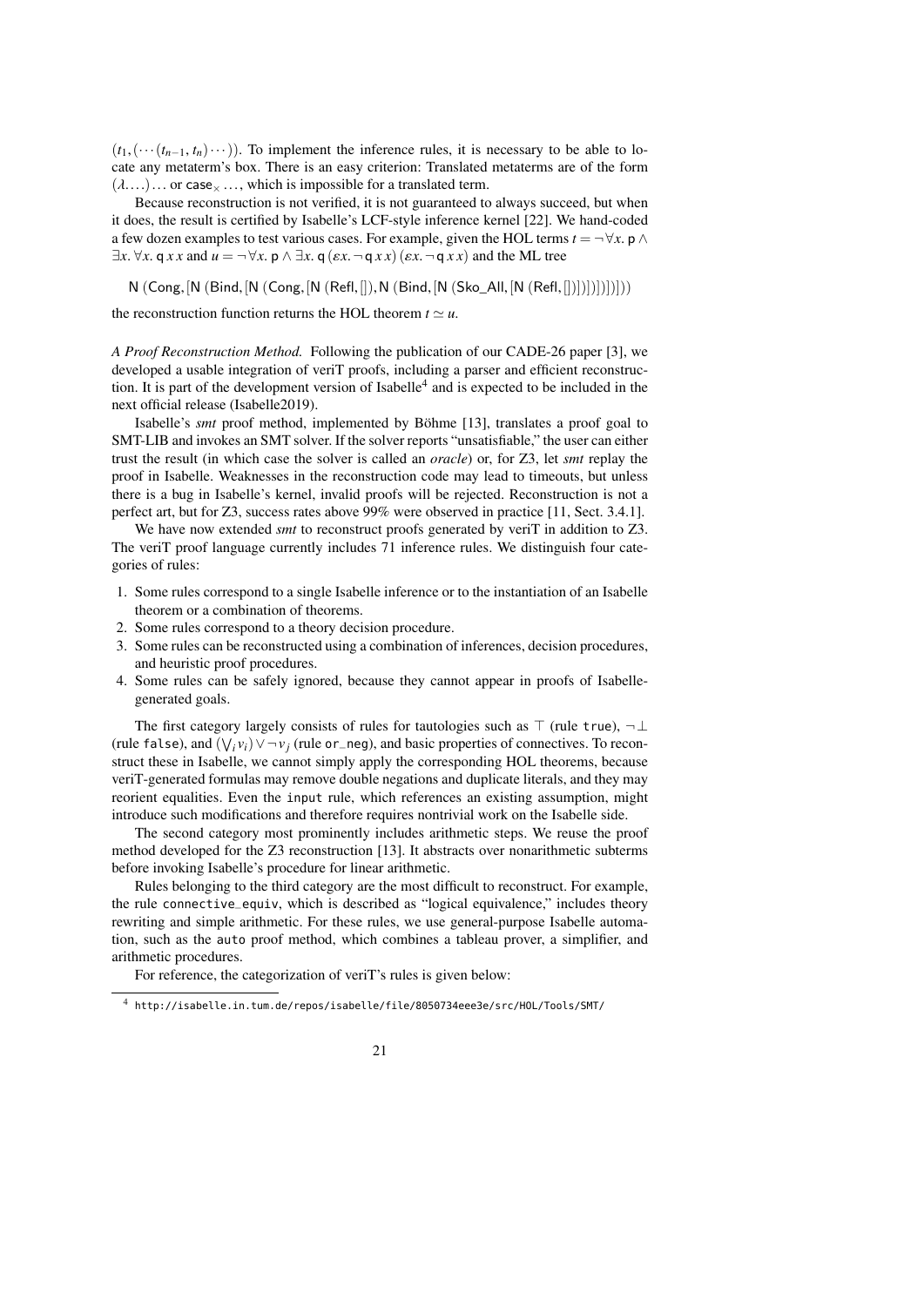$(t_1, (\cdots(t_{n-1}, t_n)\cdots))$. To implement the inference rules, it is necessary to be able to locate any metaterm's box. There is an easy criterion: Translated metaterms are of the form $(\lambda\ldots)\ldots$ or $\mathsf{case}_\times \ldots$, which is impossible for a translated term.

Because reconstruction is not verified, it is not guaranteed to always succeed, but when it does, the result is certified by Isabelle's LCF-style inference kernel [22]. We hand-coded a few dozen examples to test various cases. For example, given the HOL terms $t = \neg\forall x.\ \mathsf{p} \wedge \exists x.\ \forall x.\ \mathsf{q}\ x\ x$ and $u = \neg\forall x.\ \mathsf{p} \wedge \exists x.\ \mathsf{q}\ (\varepsilon x.\ \neg\,\mathsf{q}\ x\ x)\ (\varepsilon x.\ \neg\,\mathsf{q}\ x\ x)$ and the ML tree

$$\mathsf{N}\ (\mathsf{Cong}, [\mathsf{N}\ (\mathsf{Bind}, [\mathsf{N}\ (\mathsf{Cong}, [\mathsf{N}\ (\mathsf{Refl}, []), \mathsf{N}\ (\mathsf{Bind}, [\mathsf{N}\ (\mathsf{Sko\_All}, [\mathsf{N}\ (\mathsf{Refl}, [])])])])])])$$

the reconstruction function returns the HOL theorem $t \simeq u$.

*A Proof Reconstruction Method.* Following the publication of our CADE-26 paper [3], we developed a usable integration of veriT proofs, including a parser and efficient reconstruction. It is part of the development version of Isabelle[4] and is expected to be included in the next official release (Isabelle2019).

Isabelle's *smt* proof method, implemented by Böhme [13], translates a proof goal to SMT-LIB and invokes an SMT solver. If the solver reports "unsatisfiable," the user can either trust the result (in which case the solver is called an *oracle*) or, for Z3, let *smt* replay the proof in Isabelle. Weaknesses in the reconstruction code may lead to timeouts, but unless there is a bug in Isabelle's kernel, invalid proofs will be rejected. Reconstruction is not a perfect art, but for Z3, success rates above 99% were observed in practice [11, Sect. 3.4.1].

We have now extended *smt* to reconstruct proofs generated by veriT in addition to Z3. The veriT proof language currently includes 71 inference rules. We distinguish four categories of rules:

1. Some rules correspond to a single Isabelle inference or to the instantiation of an Isabelle theorem or a combination of theorems.
2. Some rules correspond to a theory decision procedure.
3. Some rules can be reconstructed using a combination of inferences, decision procedures, and heuristic proof procedures.
4. Some rules can be safely ignored, because they cannot appear in proofs of Isabelle-generated goals.

The first category largely consists of rules for tautologies such as $\top$ (rule `true`), $\neg\bot$ (rule `false`), and $(\bigvee_i v_i) \vee \neg v_j$ (rule `or_neg`), and basic properties of connectives. To reconstruct these in Isabelle, we cannot simply apply the corresponding HOL theorems, because veriT-generated formulas may remove double negations and duplicate literals, and they may reorient equalities. Even the `input` rule, which references an existing assumption, might introduce such modifications and therefore requires nontrivial work on the Isabelle side.

The second category most prominently includes arithmetic steps. We reuse the proof method developed for the Z3 reconstruction [13]. It abstracts over nonarithmetic subterms before invoking Isabelle's procedure for linear arithmetic.

Rules belonging to the third category are the most difficult to reconstruct. For example, the rule `connective_equiv`, which is described as "logical equivalence," includes theory rewriting and simple arithmetic. For these rules, we use general-purpose Isabelle automation, such as the `auto` proof method, which combines a tableau prover, a simplifier, and arithmetic procedures.

For reference, the categorization of veriT's rules is given below:

[4] `http://isabelle.in.tum.de/repos/isabelle/file/8050734eee3e/src/HOL/Tools/SMT/`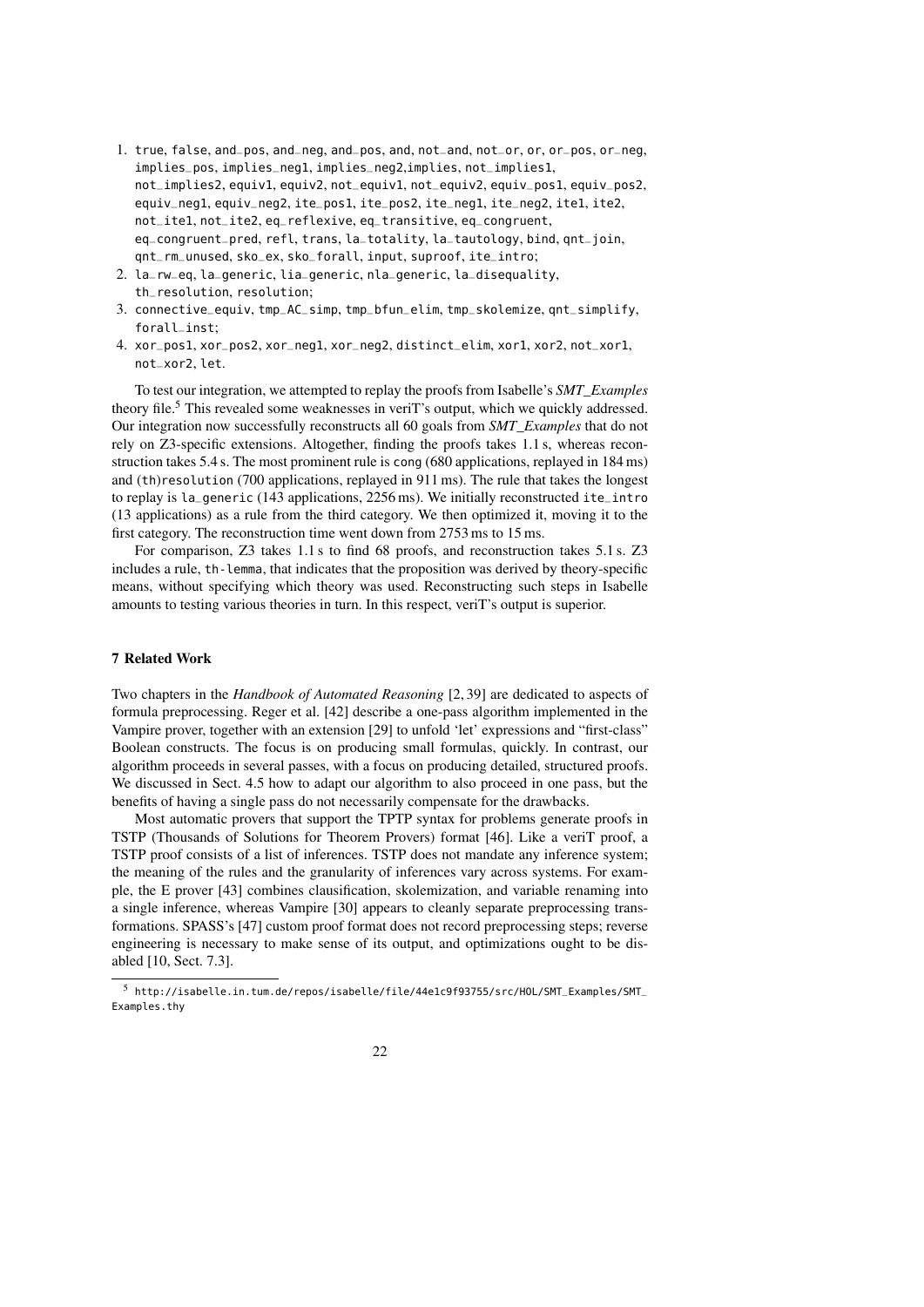1. true, false, and_pos, and_neg, and_pos, and, not_and, not_or, or, or_pos, or_neg, implies_pos, implies_neg1, implies_neg2,implies, not_implies1, not_implies2, equiv1, equiv2, not_equiv1, not_equiv2, equiv_pos1, equiv_pos2, equiv_neg1, equiv_neg2, ite_pos1, ite_pos2, ite_neg1, ite_neg2, ite1, ite2, not_ite1, not_ite2, eq_reflexive, eq_transitive, eq_congruent, eq_congruent_pred, refl, trans, la_totality, la_tautology, bind, qnt_join, qnt_rm_unused, sko_ex, sko_forall, input, suproof, ite_intro;
2. la_rw_eq, la_generic, lia_generic, nla_generic, la_disequality, th_resolution, resolution;
3. connective_equiv, tmp_AC_simp, tmp_bfun_elim, tmp_skolemize, qnt_simplify, forall_inst;
4. xor_pos1, xor_pos2, xor_neg1, xor_neg2, distinct_elim, xor1, xor2, not_xor1, not_xor2, let.

To test our integration, we attempted to replay the proofs from Isabelle's *SMT_Examples* theory file.[5] This revealed some weaknesses in veriT's output, which we quickly addressed. Our integration now successfully reconstructs all 60 goals from *SMT_Examples* that do not rely on Z3-specific extensions. Altogether, finding the proofs takes 1.1 s, whereas reconstruction takes 5.4 s. The most prominent rule is cong (680 applications, replayed in 184 ms) and (th)resolution (700 applications, replayed in 911 ms). The rule that takes the longest to replay is la_generic (143 applications, 2256 ms). We initially reconstructed ite_intro (13 applications) as a rule from the third category. We then optimized it, moving it to the first category. The reconstruction time went down from 2753 ms to 15 ms.

For comparison, Z3 takes 1.1 s to find 68 proofs, and reconstruction takes 5.1 s. Z3 includes a rule, th-lemma, that indicates that the proposition was derived by theory-specific means, without specifying which theory was used. Reconstructing such steps in Isabelle amounts to testing various theories in turn. In this respect, veriT's output is superior.

## 7 Related Work

Two chapters in the *Handbook of Automated Reasoning* [2, 39] are dedicated to aspects of formula preprocessing. Reger et al. [42] describe a one-pass algorithm implemented in the Vampire prover, together with an extension [29] to unfold 'let' expressions and "first-class" Boolean constructs. The focus is on producing small formulas, quickly. In contrast, our algorithm proceeds in several passes, with a focus on producing detailed, structured proofs. We discussed in Sect. 4.5 how to adapt our algorithm to also proceed in one pass, but the benefits of having a single pass do not necessarily compensate for the drawbacks.

Most automatic provers that support the TPTP syntax for problems generate proofs in TSTP (Thousands of Solutions for Theorem Provers) format [46]. Like a veriT proof, a TSTP proof consists of a list of inferences. TSTP does not mandate any inference system; the meaning of the rules and the granularity of inferences vary across systems. For example, the E prover [43] combines clausification, skolemization, and variable renaming into a single inference, whereas Vampire [30] appears to cleanly separate preprocessing transformations. SPASS's [47] custom proof format does not record preprocessing steps; reverse engineering is necessary to make sense of its output, and optimizations ought to be disabled [10, Sect. 7.3].

[5] http://isabelle.in.tum.de/repos/isabelle/file/44e1c9f93755/src/HOL/SMT_Examples/SMT_Examples.thy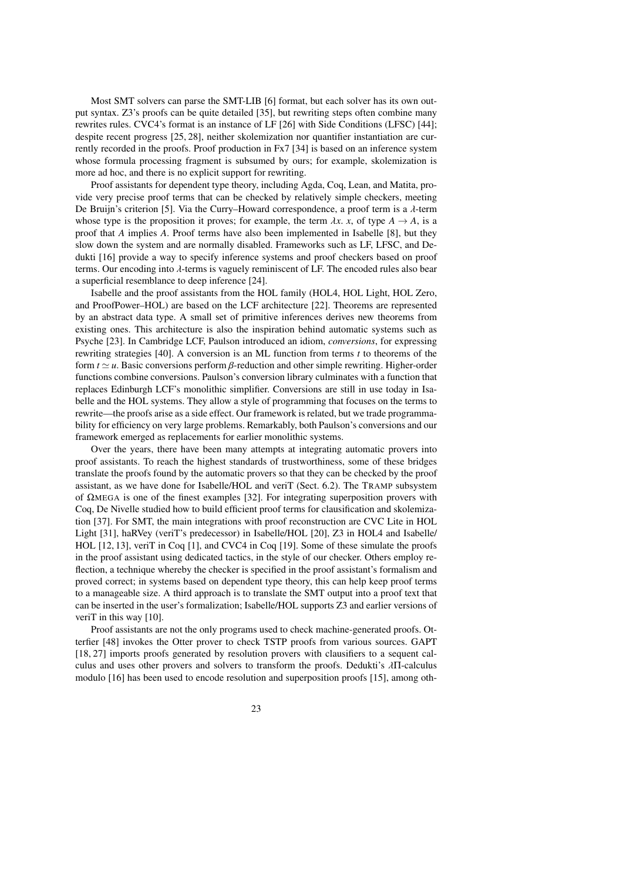Most SMT solvers can parse the SMT-LIB [6] format, but each solver has its own output syntax. Z3's proofs can be quite detailed [35], but rewriting steps often combine many rewrites rules. CVC4's format is an instance of LF [26] with Side Conditions (LFSC) [44]; despite recent progress [25, 28], neither skolemization nor quantifier instantiation are currently recorded in the proofs. Proof production in Fx7 [34] is based on an inference system whose formula processing fragment is subsumed by ours; for example, skolemization is more ad hoc, and there is no explicit support for rewriting.

Proof assistants for dependent type theory, including Agda, Coq, Lean, and Matita, provide very precise proof terms that can be checked by relatively simple checkers, meeting De Bruijn's criterion [5]. Via the Curry–Howard correspondence, a proof term is a $\lambda$-term whose type is the proposition it proves; for example, the term $\lambda x.\ x$, of type $A \rightarrow A$, is a proof that $A$ implies $A$. Proof terms have also been implemented in Isabelle [8], but they slow down the system and are normally disabled. Frameworks such as LF, LFSC, and Dedukti [16] provide a way to specify inference systems and proof checkers based on proof terms. Our encoding into $\lambda$-terms is vaguely reminiscent of LF. The encoded rules also bear a superficial resemblance to deep inference [24].

Isabelle and the proof assistants from the HOL family (HOL4, HOL Light, HOL Zero, and ProofPower–HOL) are based on the LCF architecture [22]. Theorems are represented by an abstract data type. A small set of primitive inferences derives new theorems from existing ones. This architecture is also the inspiration behind automatic systems such as Psyche [23]. In Cambridge LCF, Paulson introduced an idiom, *conversions*, for expressing rewriting strategies [40]. A conversion is an ML function from terms $t$ to theorems of the form $t \simeq u$. Basic conversions perform $\beta$-reduction and other simple rewriting. Higher-order functions combine conversions. Paulson's conversion library culminates with a function that replaces Edinburgh LCF's monolithic simplifier. Conversions are still in use today in Isabelle and the HOL systems. They allow a style of programming that focuses on the terms to rewrite—the proofs arise as a side effect. Our framework is related, but we trade programmability for efficiency on very large problems. Remarkably, both Paulson's conversions and our framework emerged as replacements for earlier monolithic systems.

Over the years, there have been many attempts at integrating automatic provers into proof assistants. To reach the highest standards of trustworthiness, some of these bridges translate the proofs found by the automatic provers so that they can be checked by the proof assistant, as we have done for Isabelle/HOL and veriT (Sect. 6.2). The TRAMP subsystem of ΩMEGA is one of the finest examples [32]. For integrating superposition provers with Coq, De Nivelle studied how to build efficient proof terms for clausification and skolemization [37]. For SMT, the main integrations with proof reconstruction are CVC Lite in HOL Light [31], haRVey (veriT's predecessor) in Isabelle/HOL [20], Z3 in HOL4 and Isabelle/HOL [12, 13], veriT in Coq [1], and CVC4 in Coq [19]. Some of these simulate the proofs in the proof assistant using dedicated tactics, in the style of our checker. Others employ reflection, a technique whereby the checker is specified in the proof assistant's formalism and proved correct; in systems based on dependent type theory, this can help keep proof terms to a manageable size. A third approach is to translate the SMT output into a proof text that can be inserted in the user's formalization; Isabelle/HOL supports Z3 and earlier versions of veriT in this way [10].

Proof assistants are not the only programs used to check machine-generated proofs. Otterfier [48] invokes the Otter prover to check TSTP proofs from various sources. GAPT [18, 27] imports proofs generated by resolution provers with clausifiers to a sequent calculus and uses other provers and solvers to transform the proofs. Dedukti's $\lambda\Pi$-calculus modulo [16] has been used to encode resolution and superposition proofs [15], among oth-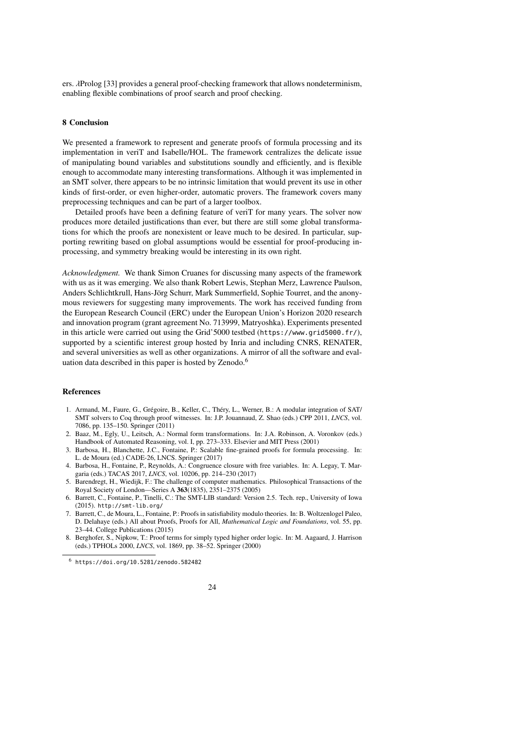ers. $\lambda$Prolog [33] provides a general proof-checking framework that allows nondeterminism, enabling flexible combinations of proof search and proof checking.

## 8 Conclusion

We presented a framework to represent and generate proofs of formula processing and its implementation in veriT and Isabelle/HOL. The framework centralizes the delicate issue of manipulating bound variables and substitutions soundly and efficiently, and is flexible enough to accommodate many interesting transformations. Although it was implemented in an SMT solver, there appears to be no intrinsic limitation that would prevent its use in other kinds of first-order, or even higher-order, automatic provers. The framework covers many preprocessing techniques and can be part of a larger toolbox.

Detailed proofs have been a defining feature of veriT for many years. The solver now produces more detailed justifications than ever, but there are still some global transformations for which the proofs are nonexistent or leave much to be desired. In particular, supporting rewriting based on global assumptions would be essential for proof-producing inprocessing, and symmetry breaking would be interesting in its own right.

*Acknowledgment.* We thank Simon Cruanes for discussing many aspects of the framework with us as it was emerging. We also thank Robert Lewis, Stephan Merz, Lawrence Paulson, Anders Schlichtkrull, Hans-Jörg Schurr, Mark Summerfield, Sophie Tourret, and the anonymous reviewers for suggesting many improvements. The work has received funding from the European Research Council (ERC) under the European Union's Horizon 2020 research and innovation program (grant agreement No. 713999, Matryoshka). Experiments presented in this article were carried out using the Grid'5000 testbed (`https://www.grid5000.fr/`), supported by a scientific interest group hosted by Inria and including CNRS, RENATER, and several universities as well as other organizations. A mirror of all the software and evaluation data described in this paper is hosted by Zenodo.[6]

## References

1. Armand, M., Faure, G., Grégoire, B., Keller, C., Théry, L., Werner, B.: A modular integration of SAT/SMT solvers to Coq through proof witnesses. In: J.P. Jouannaud, Z. Shao (eds.) CPP 2011, *LNCS*, vol. 7086, pp. 135–150. Springer (2011)
2. Baaz, M., Egly, U., Leitsch, A.: Normal form transformations. In: J.A. Robinson, A. Voronkov (eds.) Handbook of Automated Reasoning, vol. I, pp. 273–333. Elsevier and MIT Press (2001)
3. Barbosa, H., Blanchette, J.C., Fontaine, P.: Scalable fine-grained proofs for formula processing. In: L. de Moura (ed.) CADE-26, LNCS. Springer (2017)
4. Barbosa, H., Fontaine, P., Reynolds, A.: Congruence closure with free variables. In: A. Legay, T. Margaria (eds.) TACAS 2017, *LNCS*, vol. 10206, pp. 214–230 (2017)
5. Barendregt, H., Wiedijk, F.: The challenge of computer mathematics. Philosophical Transactions of the Royal Society of London—Series A **363**(1835), 2351–2375 (2005)
6. Barrett, C., Fontaine, P., Tinelli, C.: The SMT-LIB standard: Version 2.5. Tech. rep., University of Iowa (2015). `http://smt-lib.org/`
7. Barrett, C., de Moura, L., Fontaine, P.: Proofs in satisfiability modulo theories. In: B. Woltzenlogel Paleo, D. Delahaye (eds.) All about Proofs, Proofs for All, *Mathematical Logic and Foundations*, vol. 55, pp. 23–44. College Publications (2015)
8. Berghofer, S., Nipkow, T.: Proof terms for simply typed higher order logic. In: M. Aagaard, J. Harrison (eds.) TPHOLs 2000, *LNCS*, vol. 1869, pp. 38–52. Springer (2000)

[6] `https://doi.org/10.5281/zenodo.582482`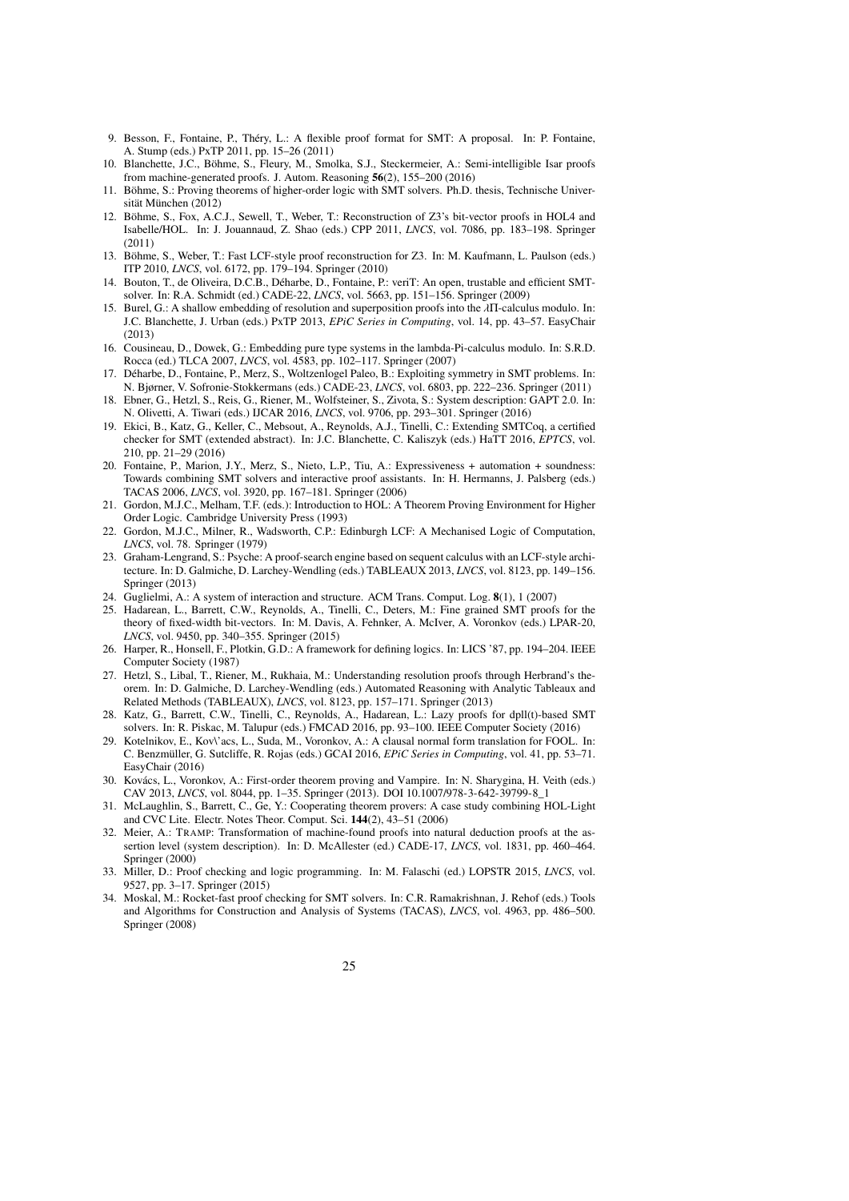9. Besson, F., Fontaine, P., Théry, L.: A flexible proof format for SMT: A proposal. In: P. Fontaine, A. Stump (eds.) PxTP 2011, pp. 15–26 (2011)
10. Blanchette, J.C., Böhme, S., Fleury, M., Smolka, S.J., Steckermeier, A.: Semi-intelligible Isar proofs from machine-generated proofs. J. Autom. Reasoning **56**(2), 155–200 (2016)
11. Böhme, S.: Proving theorems of higher-order logic with SMT solvers. Ph.D. thesis, Technische Universität München (2012)
12. Böhme, S., Fox, A.C.J., Sewell, T., Weber, T.: Reconstruction of Z3's bit-vector proofs in HOL4 and Isabelle/HOL. In: J. Jouannaud, Z. Shao (eds.) CPP 2011, *LNCS*, vol. 7086, pp. 183–198. Springer (2011)
13. Böhme, S., Weber, T.: Fast LCF-style proof reconstruction for Z3. In: M. Kaufmann, L. Paulson (eds.) ITP 2010, *LNCS*, vol. 6172, pp. 179–194. Springer (2010)
14. Bouton, T., de Oliveira, D.C.B., Déharbe, D., Fontaine, P.: veriT: An open, trustable and efficient SMT-solver. In: R.A. Schmidt (ed.) CADE-22, *LNCS*, vol. 5663, pp. 151–156. Springer (2009)
15. Burel, G.: A shallow embedding of resolution and superposition proofs into the $\lambda\Pi$-calculus modulo. In: J.C. Blanchette, J. Urban (eds.) PxTP 2013, *EPiC Series in Computing*, vol. 14, pp. 43–57. EasyChair (2013)
16. Cousineau, D., Dowek, G.: Embedding pure type systems in the lambda-Pi-calculus modulo. In: S.R.D. Rocca (ed.) TLCA 2007, *LNCS*, vol. 4583, pp. 102–117. Springer (2007)
17. Déharbe, D., Fontaine, P., Merz, S., Woltzenlogel Paleo, B.: Exploiting symmetry in SMT problems. In: N. Bjørner, V. Sofronie-Stokkermans (eds.) CADE-23, *LNCS*, vol. 6803, pp. 222–236. Springer (2011)
18. Ebner, G., Hetzl, S., Reis, G., Riener, M., Wolfsteiner, S., Zivota, S.: System description: GAPT 2.0. In: N. Olivetti, A. Tiwari (eds.) IJCAR 2016, *LNCS*, vol. 9706, pp. 293–301. Springer (2016)
19. Ekici, B., Katz, G., Keller, C., Mebsout, A., Reynolds, A.J., Tinelli, C.: Extending SMTCoq, a certified checker for SMT (extended abstract). In: J.C. Blanchette, C. Kaliszyk (eds.) HaTT 2016, *EPTCS*, vol. 210, pp. 21–29 (2016)
20. Fontaine, P., Marion, J.Y., Merz, S., Nieto, L.P., Tiu, A.: Expressiveness + automation + soundness: Towards combining SMT solvers and interactive proof assistants. In: H. Hermanns, J. Palsberg (eds.) TACAS 2006, *LNCS*, vol. 3920, pp. 167–181. Springer (2006)
21. Gordon, M.J.C., Melham, T.F. (eds.): Introduction to HOL: A Theorem Proving Environment for Higher Order Logic. Cambridge University Press (1993)
22. Gordon, M.J.C., Milner, R., Wadsworth, C.P.: Edinburgh LCF: A Mechanised Logic of Computation, *LNCS*, vol. 78. Springer (1979)
23. Graham-Lengrand, S.: Psyche: A proof-search engine based on sequent calculus with an LCF-style architecture. In: D. Galmiche, D. Larchey-Wendling (eds.) TABLEAUX 2013, *LNCS*, vol. 8123, pp. 149–156. Springer (2013)
24. Guglielmi, A.: A system of interaction and structure. ACM Trans. Comput. Log. **8**(1), 1 (2007)
25. Hadarean, L., Barrett, C.W., Reynolds, A., Tinelli, C., Deters, M.: Fine grained SMT proofs for the theory of fixed-width bit-vectors. In: M. Davis, A. Fehnker, A. McIver, A. Voronkov (eds.) LPAR-20, *LNCS*, vol. 9450, pp. 340–355. Springer (2015)
26. Harper, R., Honsell, F., Plotkin, G.D.: A framework for defining logics. In: LICS '87, pp. 194–204. IEEE Computer Society (1987)
27. Hetzl, S., Libal, T., Riener, M., Rukhaia, M.: Understanding resolution proofs through Herbrand's theorem. In: D. Galmiche, D. Larchey-Wendling (eds.) Automated Reasoning with Analytic Tableaux and Related Methods (TABLEAUX), *LNCS*, vol. 8123, pp. 157–171. Springer (2013)
28. Katz, G., Barrett, C.W., Tinelli, C., Reynolds, A., Hadarean, L.: Lazy proofs for dpll(t)-based SMT solvers. In: R. Piskac, M. Talupur (eds.) FMCAD 2016, pp. 93–100. IEEE Computer Society (2016)
29. Kotelnikov, E., Kov\'acs, L., Suda, M., Voronkov, A.: A clausal normal form translation for FOOL. In: C. Benzmüller, G. Sutcliffe, R. Rojas (eds.) GCAI 2016, *EPiC Series in Computing*, vol. 41, pp. 53–71. EasyChair (2016)
30. Kovács, L., Voronkov, A.: First-order theorem proving and Vampire. In: N. Sharygina, H. Veith (eds.) CAV 2013, *LNCS*, vol. 8044, pp. 1–35. Springer (2013). DOI 10.1007/978-3-642-39799-8_1
31. McLaughlin, S., Barrett, C., Ge, Y.: Cooperating theorem provers: A case study combining HOL-Light and CVC Lite. Electr. Notes Theor. Comput. Sci. **144**(2), 43–51 (2006)
32. Meier, A.: TRAMP: Transformation of machine-found proofs into natural deduction proofs at the assertion level (system description). In: D. McAllester (ed.) CADE-17, *LNCS*, vol. 1831, pp. 460–464. Springer (2000)
33. Miller, D.: Proof checking and logic programming. In: M. Falaschi (ed.) LOPSTR 2015, *LNCS*, vol. 9527, pp. 3–17. Springer (2015)
34. Moskal, M.: Rocket-fast proof checking for SMT solvers. In: C.R. Ramakrishnan, J. Rehof (eds.) Tools and Algorithms for Construction and Analysis of Systems (TACAS), *LNCS*, vol. 4963, pp. 486–500. Springer (2008)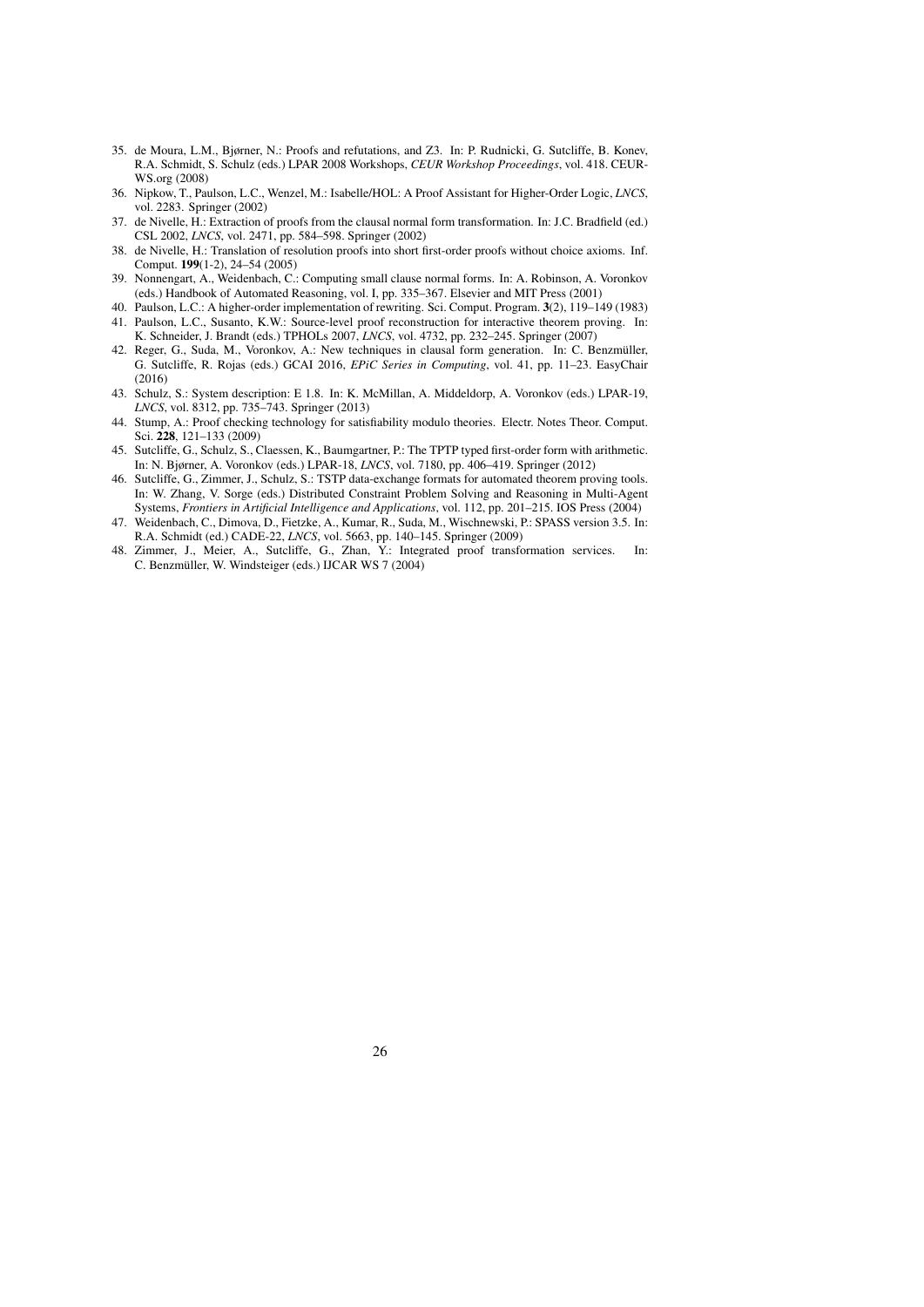35. de Moura, L.M., Bjørner, N.: Proofs and refutations, and Z3. In: P. Rudnicki, G. Sutcliffe, B. Konev, R.A. Schmidt, S. Schulz (eds.) LPAR 2008 Workshops, *CEUR Workshop Proceedings*, vol. 418. CEUR-WS.org (2008)
36. Nipkow, T., Paulson, L.C., Wenzel, M.: Isabelle/HOL: A Proof Assistant for Higher-Order Logic, *LNCS*, vol. 2283. Springer (2002)
37. de Nivelle, H.: Extraction of proofs from the clausal normal form transformation. In: J.C. Bradfield (ed.) CSL 2002, *LNCS*, vol. 2471, pp. 584–598. Springer (2002)
38. de Nivelle, H.: Translation of resolution proofs into short first-order proofs without choice axioms. Inf. Comput. **199**(1-2), 24–54 (2005)
39. Nonnengart, A., Weidenbach, C.: Computing small clause normal forms. In: A. Robinson, A. Voronkov (eds.) Handbook of Automated Reasoning, vol. I, pp. 335–367. Elsevier and MIT Press (2001)
40. Paulson, L.C.: A higher-order implementation of rewriting. Sci. Comput. Program. **3**(2), 119–149 (1983)
41. Paulson, L.C., Susanto, K.W.: Source-level proof reconstruction for interactive theorem proving. In: K. Schneider, J. Brandt (eds.) TPHOLs 2007, *LNCS*, vol. 4732, pp. 232–245. Springer (2007)
42. Reger, G., Suda, M., Voronkov, A.: New techniques in clausal form generation. In: C. Benzmüller, G. Sutcliffe, R. Rojas (eds.) GCAI 2016, *EPiC Series in Computing*, vol. 41, pp. 11–23. EasyChair (2016)
43. Schulz, S.: System description: E 1.8. In: K. McMillan, A. Middeldorp, A. Voronkov (eds.) LPAR-19, *LNCS*, vol. 8312, pp. 735–743. Springer (2013)
44. Stump, A.: Proof checking technology for satisfiability modulo theories. Electr. Notes Theor. Comput. Sci. **228**, 121–133 (2009)
45. Sutcliffe, G., Schulz, S., Claessen, K., Baumgartner, P.: The TPTP typed first-order form with arithmetic. In: N. Bjørner, A. Voronkov (eds.) LPAR-18, *LNCS*, vol. 7180, pp. 406–419. Springer (2012)
46. Sutcliffe, G., Zimmer, J., Schulz, S.: TSTP data-exchange formats for automated theorem proving tools. In: W. Zhang, V. Sorge (eds.) Distributed Constraint Problem Solving and Reasoning in Multi-Agent Systems, *Frontiers in Artificial Intelligence and Applications*, vol. 112, pp. 201–215. IOS Press (2004)
47. Weidenbach, C., Dimova, D., Fietzke, A., Kumar, R., Suda, M., Wischnewski, P.: SPASS version 3.5. In: R.A. Schmidt (ed.) CADE-22, *LNCS*, vol. 5663, pp. 140–145. Springer (2009)
48. Zimmer, J., Meier, A., Sutcliffe, G., Zhan, Y.: Integrated proof transformation services. In: C. Benzmüller, W. Windsteiger (eds.) IJCAR WS 7 (2004)